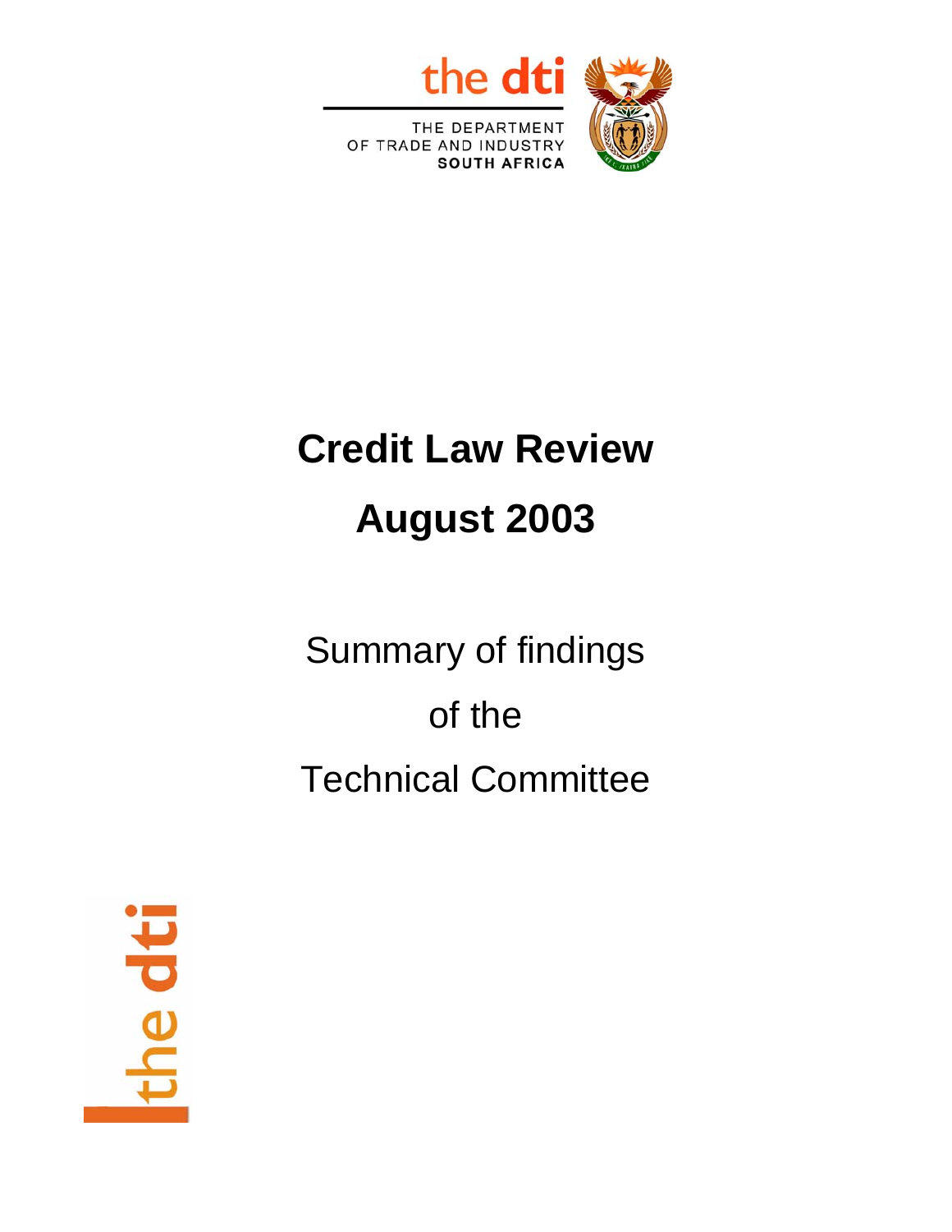the dti

THE DEPARTMENT
OF TRADE AND INDUSTRY
SOUTH AFRICA

# Credit Law Review

# August 2003

Summary of findings

of the

Technical Committee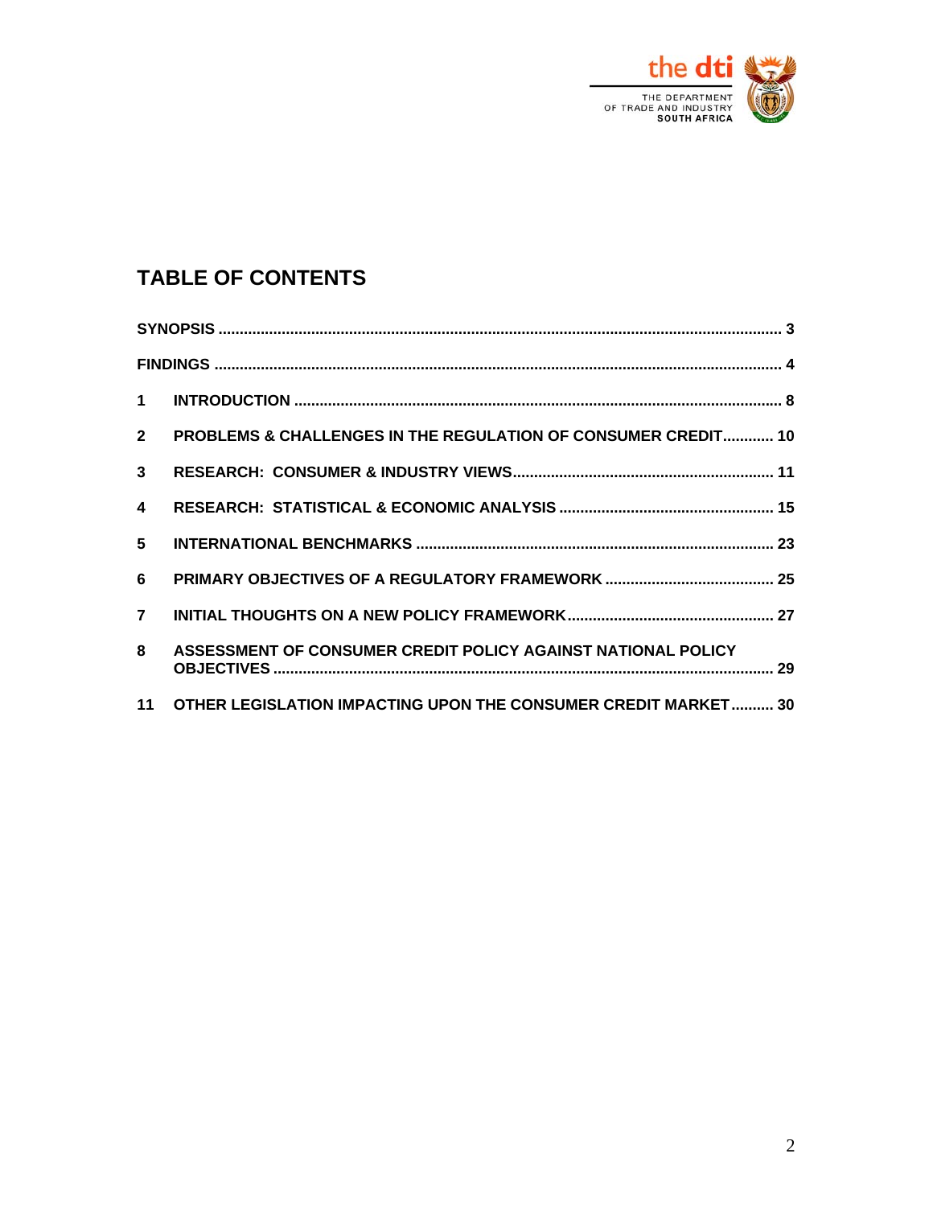## TABLE OF CONTENTS

**SYNOPSIS** ..................................................................................................................... **3**

**FINDINGS** ..................................................................................................................... **4**

**1 INTRODUCTION** ........................................................................................................ **8**

**2 PROBLEMS & CHALLENGES IN THE REGULATION OF CONSUMER CREDIT**............ **10**

**3 RESEARCH: CONSUMER & INDUSTRY VIEWS**............................................................ **11**

**4 RESEARCH: STATISTICAL & ECONOMIC ANALYSIS** ................................................. **15**

**5 INTERNATIONAL BENCHMARKS** .................................................................................. **23**

**6 PRIMARY OBJECTIVES OF A REGULATORY FRAMEWORK** ....................................... **25**

**7 INITIAL THOUGHTS ON A NEW POLICY FRAMEWORK**................................................ **27**

**8 ASSESSMENT OF CONSUMER CREDIT POLICY AGAINST NATIONAL POLICY OBJECTIVES** .................................................................................................................... **29**

**11 OTHER LEGISLATION IMPACTING UPON THE CONSUMER CREDIT MARKET**.......... **30**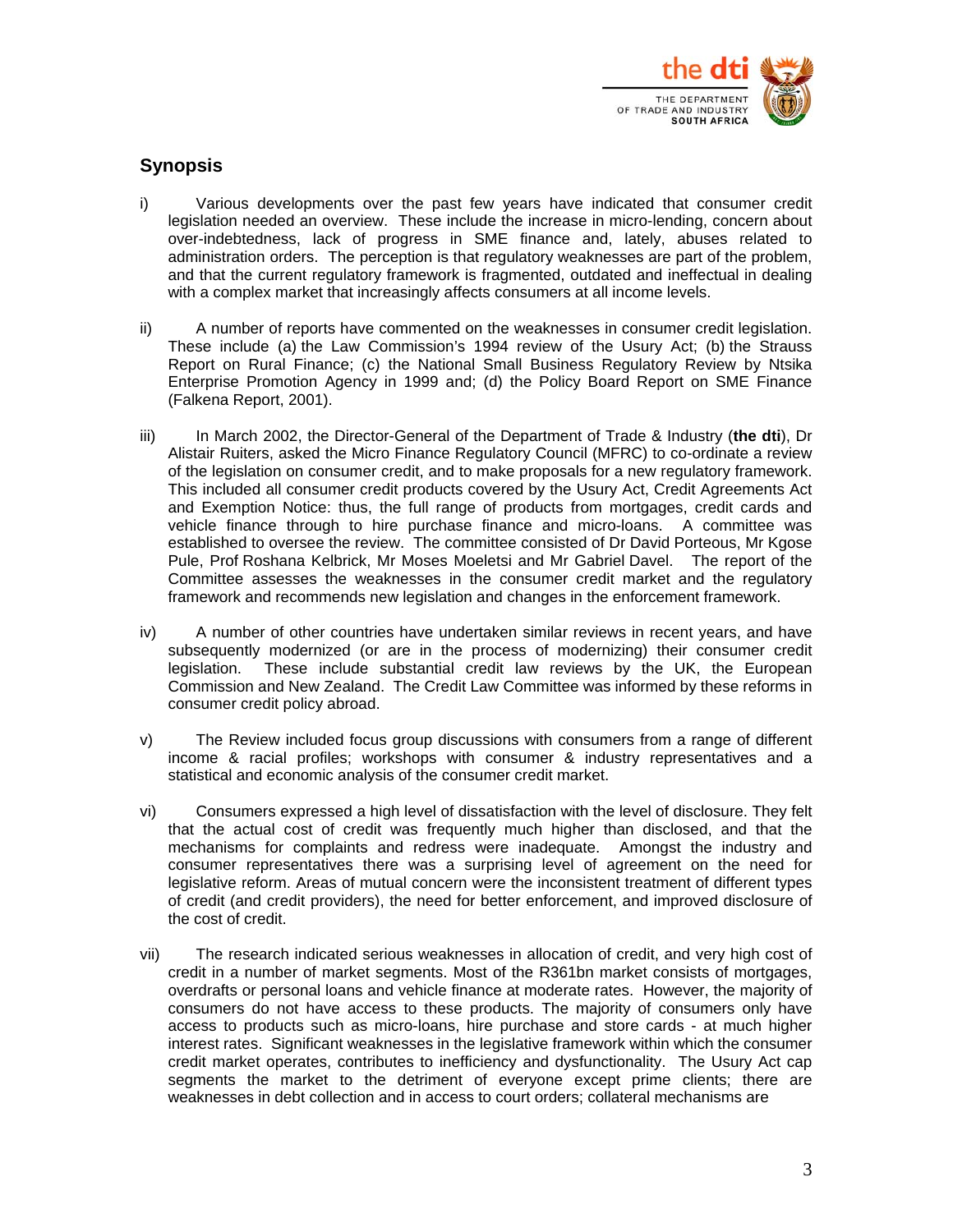## Synopsis

i) Various developments over the past few years have indicated that consumer credit legislation needed an overview. These include the increase in micro-lending, concern about over-indebtedness, lack of progress in SME finance and, lately, abuses related to administration orders. The perception is that regulatory weaknesses are part of the problem, and that the current regulatory framework is fragmented, outdated and ineffectual in dealing with a complex market that increasingly affects consumers at all income levels.

ii) A number of reports have commented on the weaknesses in consumer credit legislation. These include (a) the Law Commission's 1994 review of the Usury Act; (b) the Strauss Report on Rural Finance; (c) the National Small Business Regulatory Review by Ntsika Enterprise Promotion Agency in 1999 and; (d) the Policy Board Report on SME Finance (Falkena Report, 2001).

iii) In March 2002, the Director-General of the Department of Trade & Industry (**the dti**), Dr Alistair Ruiters, asked the Micro Finance Regulatory Council (MFRC) to co-ordinate a review of the legislation on consumer credit, and to make proposals for a new regulatory framework. This included all consumer credit products covered by the Usury Act, Credit Agreements Act and Exemption Notice: thus, the full range of products from mortgages, credit cards and vehicle finance through to hire purchase finance and micro-loans. A committee was established to oversee the review. The committee consisted of Dr David Porteous, Mr Kgose Pule, Prof Roshana Kelbrick, Mr Moses Moeletsi and Mr Gabriel Davel. The report of the Committee assesses the weaknesses in the consumer credit market and the regulatory framework and recommends new legislation and changes in the enforcement framework.

iv) A number of other countries have undertaken similar reviews in recent years, and have subsequently modernized (or are in the process of modernizing) their consumer credit legislation. These include substantial credit law reviews by the UK, the European Commission and New Zealand. The Credit Law Committee was informed by these reforms in consumer credit policy abroad.

v) The Review included focus group discussions with consumers from a range of different income & racial profiles; workshops with consumer & industry representatives and a statistical and economic analysis of the consumer credit market.

vi) Consumers expressed a high level of dissatisfaction with the level of disclosure. They felt that the actual cost of credit was frequently much higher than disclosed, and that the mechanisms for complaints and redress were inadequate. Amongst the industry and consumer representatives there was a surprising level of agreement on the need for legislative reform. Areas of mutual concern were the inconsistent treatment of different types of credit (and credit providers), the need for better enforcement, and improved disclosure of the cost of credit.

vii) The research indicated serious weaknesses in allocation of credit, and very high cost of credit in a number of market segments. Most of the R361bn market consists of mortgages, overdrafts or personal loans and vehicle finance at moderate rates. However, the majority of consumers do not have access to these products. The majority of consumers only have access to products such as micro-loans, hire purchase and store cards - at much higher interest rates. Significant weaknesses in the legislative framework within which the consumer credit market operates, contributes to inefficiency and dysfunctionality. The Usury Act cap segments the market to the detriment of everyone except prime clients; there are weaknesses in debt collection and in access to court orders; collateral mechanisms are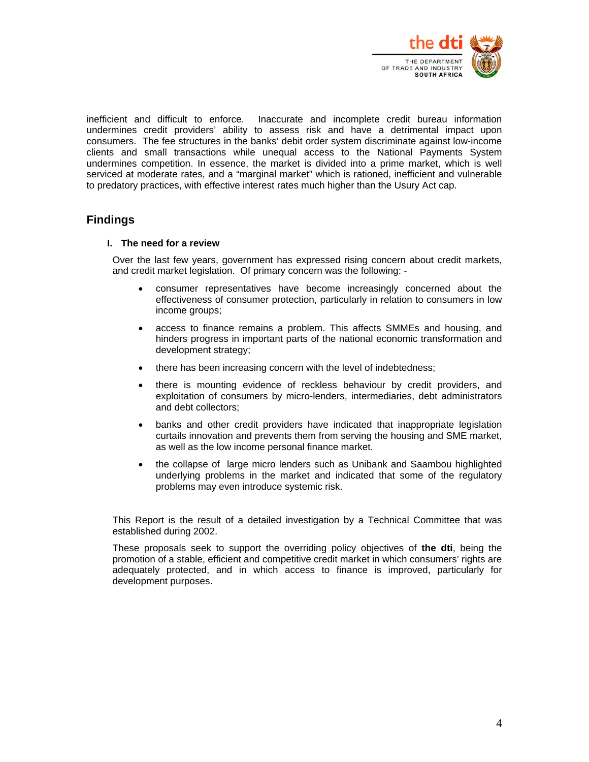inefficient and difficult to enforce. Inaccurate and incomplete credit bureau information undermines credit providers' ability to assess risk and have a detrimental impact upon consumers. The fee structures in the banks' debit order system discriminate against low-income clients and small transactions while unequal access to the National Payments System undermines competition. In essence, the market is divided into a prime market, which is well serviced at moderate rates, and a "marginal market" which is rationed, inefficient and vulnerable to predatory practices, with effective interest rates much higher than the Usury Act cap.

## Findings

### I. The need for a review

Over the last few years, government has expressed rising concern about credit markets, and credit market legislation. Of primary concern was the following: -

- consumer representatives have become increasingly concerned about the effectiveness of consumer protection, particularly in relation to consumers in low income groups;
- access to finance remains a problem. This affects SMMEs and housing, and hinders progress in important parts of the national economic transformation and development strategy;
- there has been increasing concern with the level of indebtedness;
- there is mounting evidence of reckless behaviour by credit providers, and exploitation of consumers by micro-lenders, intermediaries, debt administrators and debt collectors;
- banks and other credit providers have indicated that inappropriate legislation curtails innovation and prevents them from serving the housing and SME market, as well as the low income personal finance market.
- the collapse of large micro lenders such as Unibank and Saambou highlighted underlying problems in the market and indicated that some of the regulatory problems may even introduce systemic risk.

This Report is the result of a detailed investigation by a Technical Committee that was established during 2002.

These proposals seek to support the overriding policy objectives of **the dti**, being the promotion of a stable, efficient and competitive credit market in which consumers' rights are adequately protected, and in which access to finance is improved, particularly for development purposes.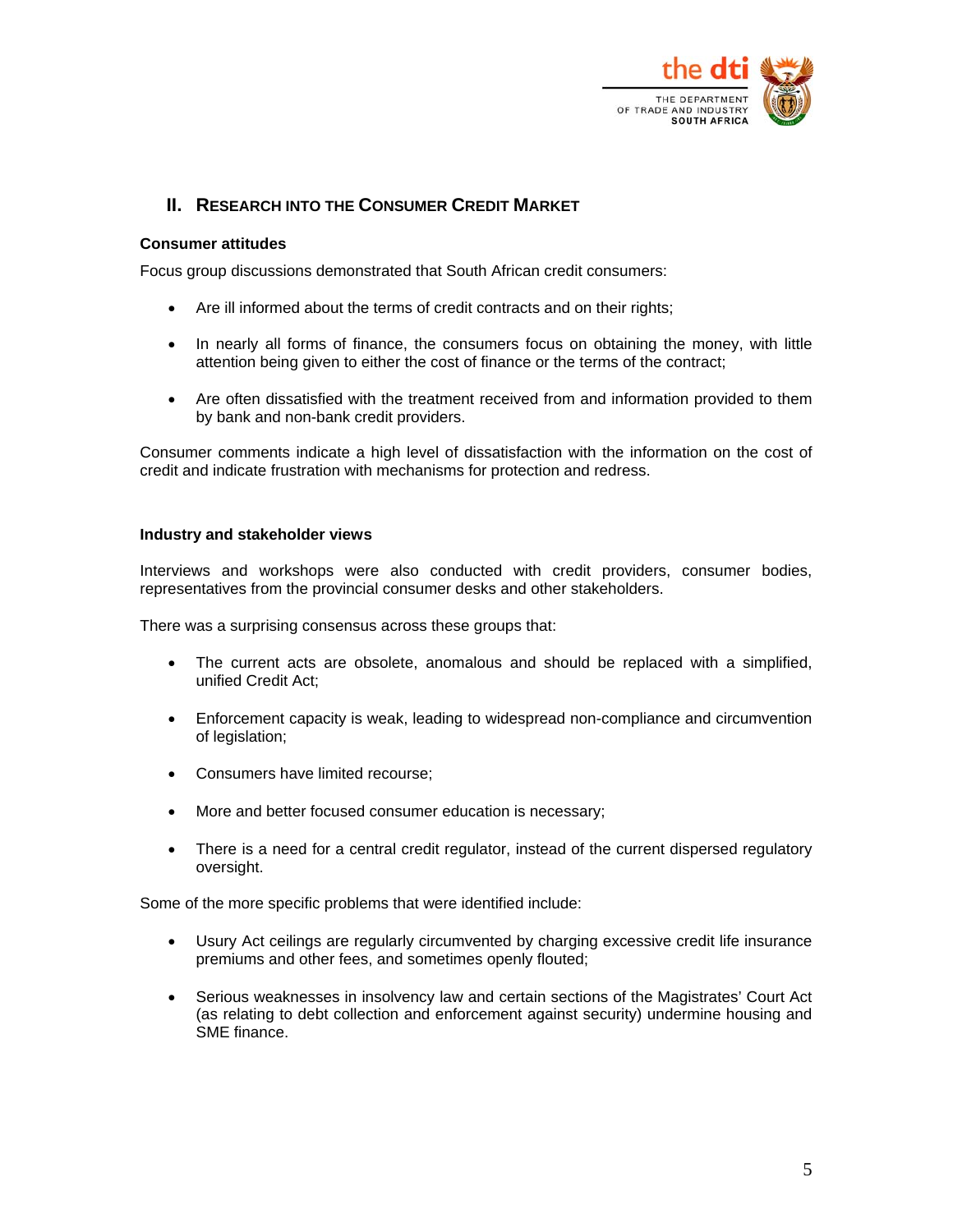## II. Research into the Consumer Credit Market

### Consumer attitudes

Focus group discussions demonstrated that South African credit consumers:

- Are ill informed about the terms of credit contracts and on their rights;
- In nearly all forms of finance, the consumers focus on obtaining the money, with little attention being given to either the cost of finance or the terms of the contract;
- Are often dissatisfied with the treatment received from and information provided to them by bank and non-bank credit providers.

Consumer comments indicate a high level of dissatisfaction with the information on the cost of credit and indicate frustration with mechanisms for protection and redress.

### Industry and stakeholder views

Interviews and workshops were also conducted with credit providers, consumer bodies, representatives from the provincial consumer desks and other stakeholders.

There was a surprising consensus across these groups that:

- The current acts are obsolete, anomalous and should be replaced with a simplified, unified Credit Act;
- Enforcement capacity is weak, leading to widespread non-compliance and circumvention of legislation;
- Consumers have limited recourse;
- More and better focused consumer education is necessary;
- There is a need for a central credit regulator, instead of the current dispersed regulatory oversight.

Some of the more specific problems that were identified include:

- Usury Act ceilings are regularly circumvented by charging excessive credit life insurance premiums and other fees, and sometimes openly flouted;
- Serious weaknesses in insolvency law and certain sections of the Magistrates' Court Act (as relating to debt collection and enforcement against security) undermine housing and SME finance.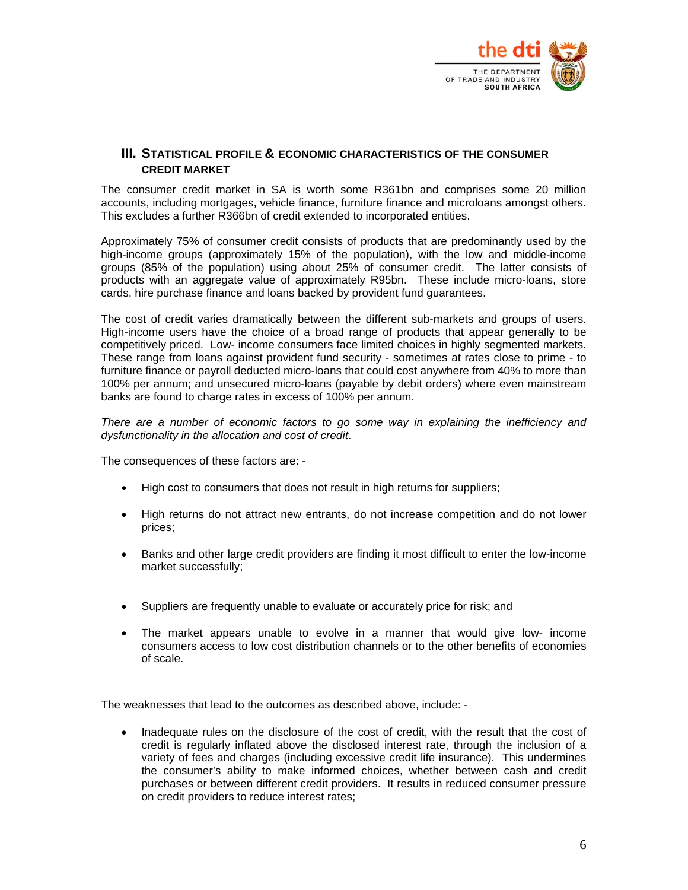## III. Statistical profile & economic characteristics of the consumer credit market

The consumer credit market in SA is worth some R361bn and comprises some 20 million accounts, including mortgages, vehicle finance, furniture finance and microloans amongst others. This excludes a further R366bn of credit extended to incorporated entities.

Approximately 75% of consumer credit consists of products that are predominantly used by the high-income groups (approximately 15% of the population), with the low and middle-income groups (85% of the population) using about 25% of consumer credit. The latter consists of products with an aggregate value of approximately R95bn. These include micro-loans, store cards, hire purchase finance and loans backed by provident fund guarantees.

The cost of credit varies dramatically between the different sub-markets and groups of users. High-income users have the choice of a broad range of products that appear generally to be competitively priced. Low- income consumers face limited choices in highly segmented markets. These range from loans against provident fund security - sometimes at rates close to prime - to furniture finance or payroll deducted micro-loans that could cost anywhere from 40% to more than 100% per annum; and unsecured micro-loans (payable by debit orders) where even mainstream banks are found to charge rates in excess of 100% per annum.

*There are a number of economic factors to go some way in explaining the inefficiency and dysfunctionality in the allocation and cost of credit*.

The consequences of these factors are: -

- High cost to consumers that does not result in high returns for suppliers;
- High returns do not attract new entrants, do not increase competition and do not lower prices;
- Banks and other large credit providers are finding it most difficult to enter the low-income market successfully;
- Suppliers are frequently unable to evaluate or accurately price for risk; and
- The market appears unable to evolve in a manner that would give low- income consumers access to low cost distribution channels or to the other benefits of economies of scale.

The weaknesses that lead to the outcomes as described above, include: -

- Inadequate rules on the disclosure of the cost of credit, with the result that the cost of credit is regularly inflated above the disclosed interest rate, through the inclusion of a variety of fees and charges (including excessive credit life insurance). This undermines the consumer's ability to make informed choices, whether between cash and credit purchases or between different credit providers. It results in reduced consumer pressure on credit providers to reduce interest rates;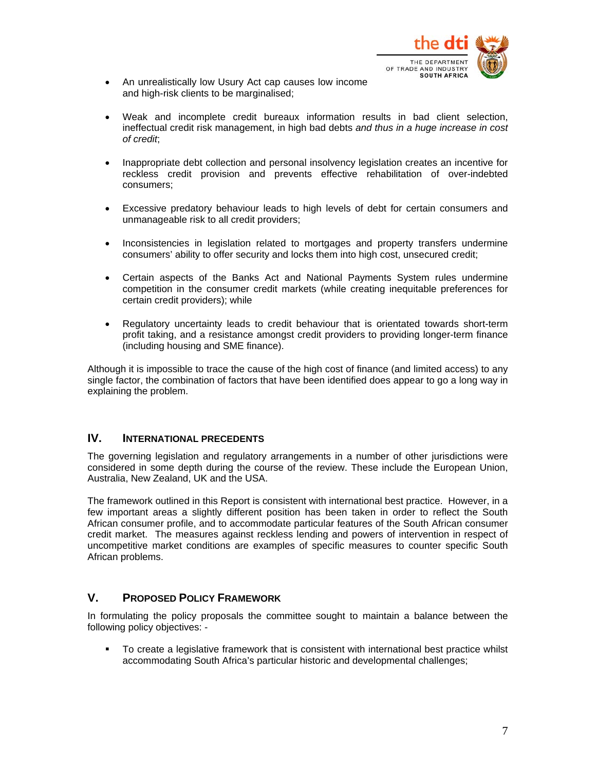- An unrealistically low Usury Act cap causes low income and high-risk clients to be marginalised;

- Weak and incomplete credit bureaux information results in bad client selection, ineffectual credit risk management, in high bad debts *and thus in a huge increase in cost of credit*;

- Inappropriate debt collection and personal insolvency legislation creates an incentive for reckless credit provision and prevents effective rehabilitation of over-indebted consumers;

- Excessive predatory behaviour leads to high levels of debt for certain consumers and unmanageable risk to all credit providers;

- Inconsistencies in legislation related to mortgages and property transfers undermine consumers' ability to offer security and locks them into high cost, unsecured credit;

- Certain aspects of the Banks Act and National Payments System rules undermine competition in the consumer credit markets (while creating inequitable preferences for certain credit providers); while

- Regulatory uncertainty leads to credit behaviour that is orientated towards short-term profit taking, and a resistance amongst credit providers to providing longer-term finance (including housing and SME finance).

Although it is impossible to trace the cause of the high cost of finance (and limited access) to any single factor, the combination of factors that have been identified does appear to go a long way in explaining the problem.

## IV. International Precedents

The governing legislation and regulatory arrangements in a number of other jurisdictions were considered in some depth during the course of the review. These include the European Union, Australia, New Zealand, UK and the USA.

The framework outlined in this Report is consistent with international best practice. However, in a few important areas a slightly different position has been taken in order to reflect the South African consumer profile, and to accommodate particular features of the South African consumer credit market. The measures against reckless lending and powers of intervention in respect of uncompetitive market conditions are examples of specific measures to counter specific South African problems.

## V. Proposed Policy Framework

In formulating the policy proposals the committee sought to maintain a balance between the following policy objectives: -

- To create a legislative framework that is consistent with international best practice whilst accommodating South Africa's particular historic and developmental challenges;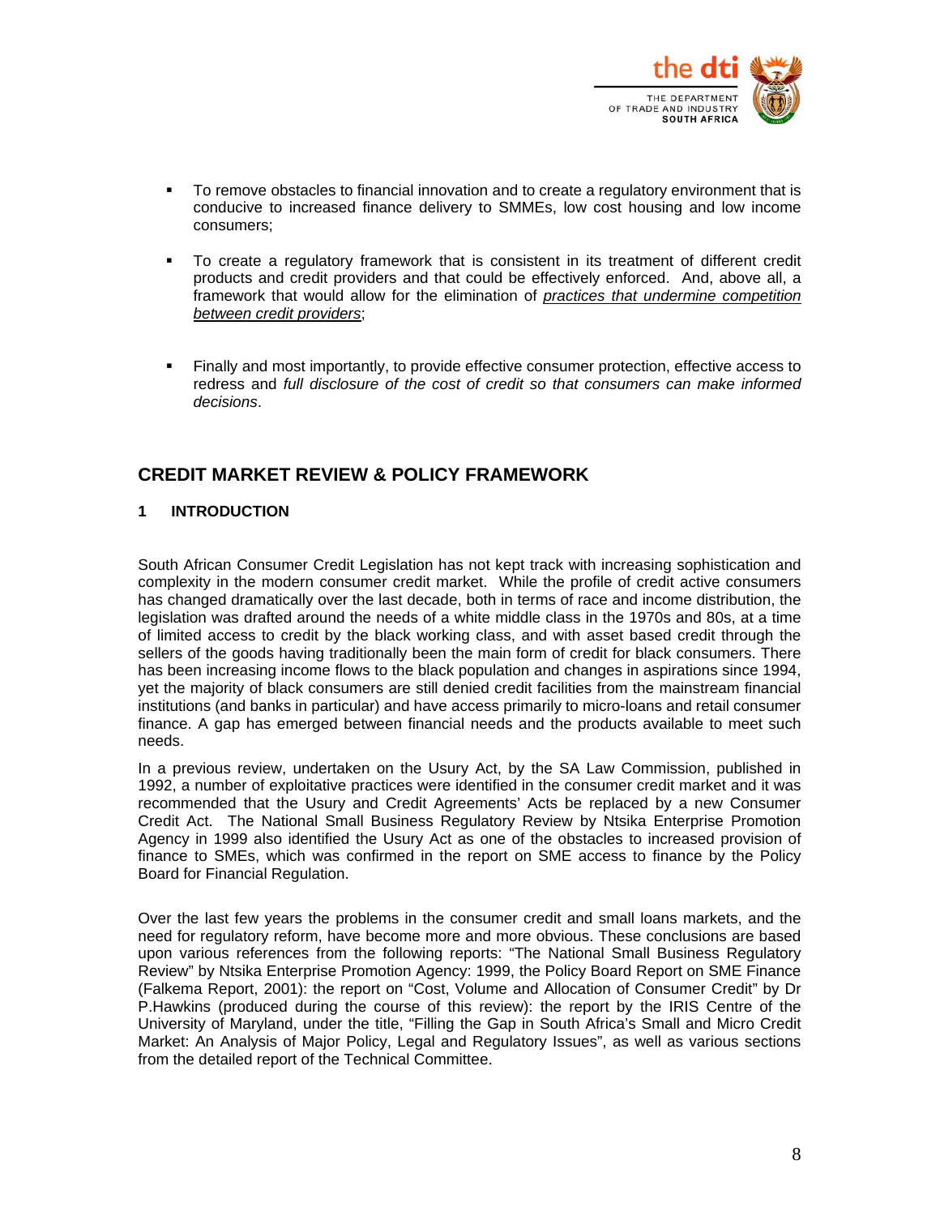- To remove obstacles to financial innovation and to create a regulatory environment that is conducive to increased finance delivery to SMMEs, low cost housing and low income consumers;

- To create a regulatory framework that is consistent in its treatment of different credit products and credit providers and that could be effectively enforced. And, above all, a framework that would allow for the elimination of *practices that undermine competition between credit providers*;

- Finally and most importantly, to provide effective consumer protection, effective access to redress and *full disclosure of the cost of credit so that consumers can make informed decisions*.

## CREDIT MARKET REVIEW & POLICY FRAMEWORK

### 1 INTRODUCTION

South African Consumer Credit Legislation has not kept track with increasing sophistication and complexity in the modern consumer credit market. While the profile of credit active consumers has changed dramatically over the last decade, both in terms of race and income distribution, the legislation was drafted around the needs of a white middle class in the 1970s and 80s, at a time of limited access to credit by the black working class, and with asset based credit through the sellers of the goods having traditionally been the main form of credit for black consumers. There has been increasing income flows to the black population and changes in aspirations since 1994, yet the majority of black consumers are still denied credit facilities from the mainstream financial institutions (and banks in particular) and have access primarily to micro-loans and retail consumer finance. A gap has emerged between financial needs and the products available to meet such needs.

In a previous review, undertaken on the Usury Act, by the SA Law Commission, published in 1992, a number of exploitative practices were identified in the consumer credit market and it was recommended that the Usury and Credit Agreements' Acts be replaced by a new Consumer Credit Act. The National Small Business Regulatory Review by Ntsika Enterprise Promotion Agency in 1999 also identified the Usury Act as one of the obstacles to increased provision of finance to SMEs, which was confirmed in the report on SME access to finance by the Policy Board for Financial Regulation.

Over the last few years the problems in the consumer credit and small loans markets, and the need for regulatory reform, have become more and more obvious. These conclusions are based upon various references from the following reports: "The National Small Business Regulatory Review" by Ntsika Enterprise Promotion Agency: 1999, the Policy Board Report on SME Finance (Falkema Report, 2001): the report on "Cost, Volume and Allocation of Consumer Credit" by Dr P.Hawkins (produced during the course of this review): the report by the IRIS Centre of the University of Maryland, under the title, "Filling the Gap in South Africa's Small and Micro Credit Market: An Analysis of Major Policy, Legal and Regulatory Issues", as well as various sections from the detailed report of the Technical Committee.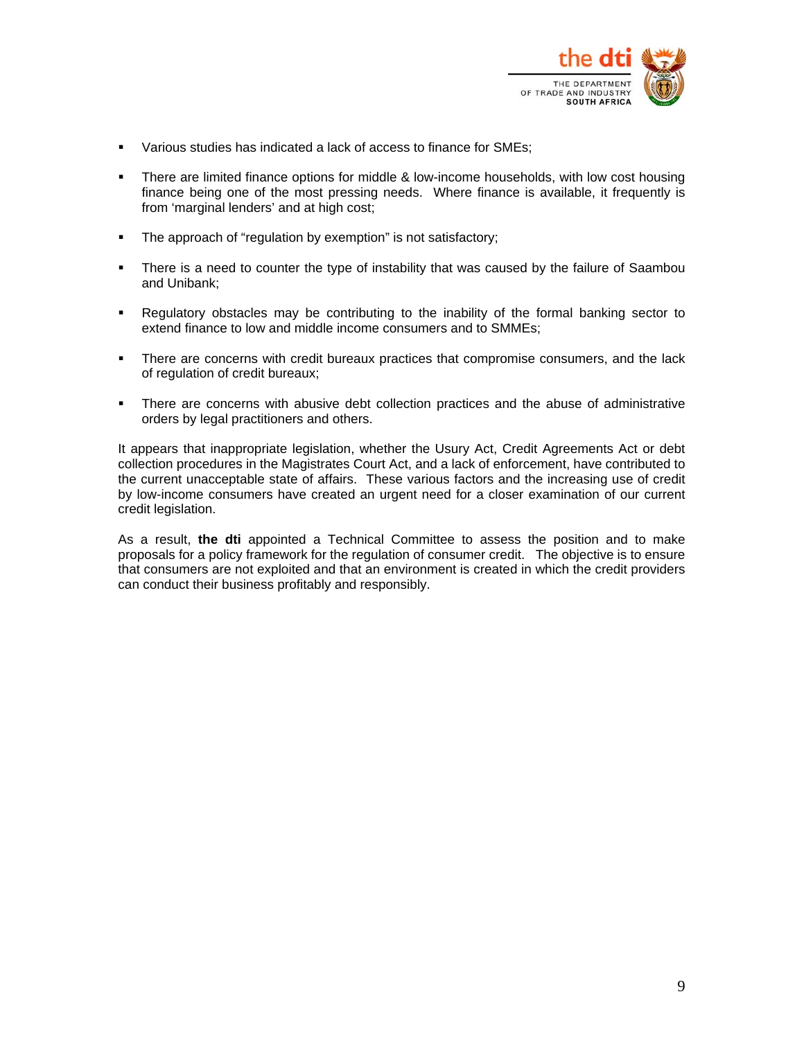- Various studies has indicated a lack of access to finance for SMEs;

- There are limited finance options for middle & low-income households, with low cost housing finance being one of the most pressing needs. Where finance is available, it frequently is from 'marginal lenders' and at high cost;

- The approach of "regulation by exemption" is not satisfactory;

- There is a need to counter the type of instability that was caused by the failure of Saambou and Unibank;

- Regulatory obstacles may be contributing to the inability of the formal banking sector to extend finance to low and middle income consumers and to SMMEs;

- There are concerns with credit bureaux practices that compromise consumers, and the lack of regulation of credit bureaux;

- There are concerns with abusive debt collection practices and the abuse of administrative orders by legal practitioners and others.

It appears that inappropriate legislation, whether the Usury Act, Credit Agreements Act or debt collection procedures in the Magistrates Court Act, and a lack of enforcement, have contributed to the current unacceptable state of affairs. These various factors and the increasing use of credit by low-income consumers have created an urgent need for a closer examination of our current credit legislation.

As a result, **the dti** appointed a Technical Committee to assess the position and to make proposals for a policy framework for the regulation of consumer credit. The objective is to ensure that consumers are not exploited and that an environment is created in which the credit providers can conduct their business profitably and responsibly.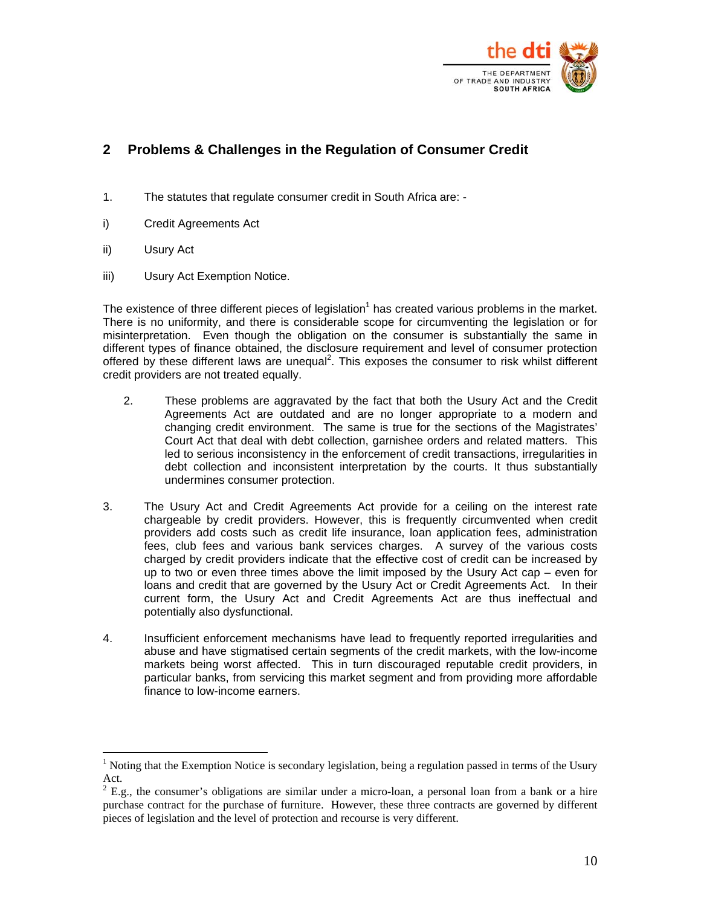## 2 Problems & Challenges in the Regulation of Consumer Credit

1. The statutes that regulate consumer credit in South Africa are: -

i) Credit Agreements Act

ii) Usury Act

iii) Usury Act Exemption Notice.

The existence of three different pieces of legislation[1] has created various problems in the market. There is no uniformity, and there is considerable scope for circumventing the legislation or for misinterpretation. Even though the obligation on the consumer is substantially the same in different types of finance obtained, the disclosure requirement and level of consumer protection offered by these different laws are unequal[2]. This exposes the consumer to risk whilst different credit providers are not treated equally.

2. These problems are aggravated by the fact that both the Usury Act and the Credit Agreements Act are outdated and are no longer appropriate to a modern and changing credit environment. The same is true for the sections of the Magistrates' Court Act that deal with debt collection, garnishee orders and related matters. This led to serious inconsistency in the enforcement of credit transactions, irregularities in debt collection and inconsistent interpretation by the courts. It thus substantially undermines consumer protection.

3. The Usury Act and Credit Agreements Act provide for a ceiling on the interest rate chargeable by credit providers. However, this is frequently circumvented when credit providers add costs such as credit life insurance, loan application fees, administration fees, club fees and various bank services charges. A survey of the various costs charged by credit providers indicate that the effective cost of credit can be increased by up to two or even three times above the limit imposed by the Usury Act cap – even for loans and credit that are governed by the Usury Act or Credit Agreements Act. In their current form, the Usury Act and Credit Agreements Act are thus ineffectual and potentially also dysfunctional.

4. Insufficient enforcement mechanisms have lead to frequently reported irregularities and abuse and have stigmatised certain segments of the credit markets, with the low-income markets being worst affected. This in turn discouraged reputable credit providers, in particular banks, from servicing this market segment and from providing more affordable finance to low-income earners.

---

[1] Noting that the Exemption Notice is secondary legislation, being a regulation passed in terms of the Usury Act.

[2] E.g., the consumer's obligations are similar under a micro-loan, a personal loan from a bank or a hire purchase contract for the purchase of furniture. However, these three contracts are governed by different pieces of legislation and the level of protection and recourse is very different.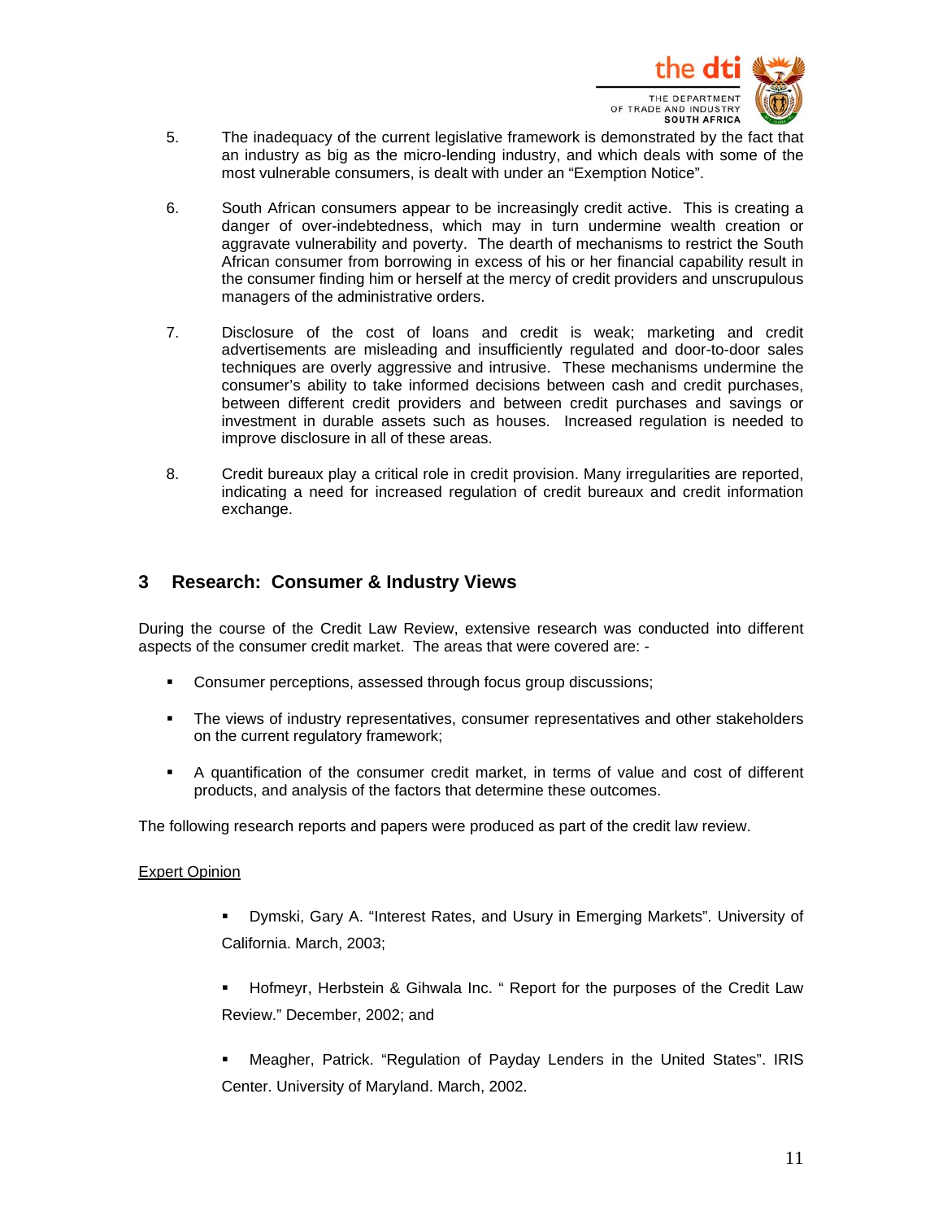5. The inadequacy of the current legislative framework is demonstrated by the fact that an industry as big as the micro-lending industry, and which deals with some of the most vulnerable consumers, is dealt with under an “Exemption Notice”.

6. South African consumers appear to be increasingly credit active. This is creating a danger of over-indebtedness, which may in turn undermine wealth creation or aggravate vulnerability and poverty. The dearth of mechanisms to restrict the South African consumer from borrowing in excess of his or her financial capability result in the consumer finding him or herself at the mercy of credit providers and unscrupulous managers of the administrative orders.

7. Disclosure of the cost of loans and credit is weak; marketing and credit advertisements are misleading and insufficiently regulated and door-to-door sales techniques are overly aggressive and intrusive. These mechanisms undermine the consumer’s ability to take informed decisions between cash and credit purchases, between different credit providers and between credit purchases and savings or investment in durable assets such as houses. Increased regulation is needed to improve disclosure in all of these areas.

8. Credit bureaux play a critical role in credit provision. Many irregularities are reported, indicating a need for increased regulation of credit bureaux and credit information exchange.

## 3 Research: Consumer & Industry Views

During the course of the Credit Law Review, extensive research was conducted into different aspects of the consumer credit market. The areas that were covered are: -

- Consumer perceptions, assessed through focus group discussions;
- The views of industry representatives, consumer representatives and other stakeholders on the current regulatory framework;
- A quantification of the consumer credit market, in terms of value and cost of different products, and analysis of the factors that determine these outcomes.

The following research reports and papers were produced as part of the credit law review.

Expert Opinion

- Dymski, Gary A. “Interest Rates, and Usury in Emerging Markets”. University of California. March, 2003;
- Hofmeyr, Herbstein & Gihwala Inc. “ Report for the purposes of the Credit Law Review.” December, 2002; and
- Meagher, Patrick. “Regulation of Payday Lenders in the United States”. IRIS Center. University of Maryland. March, 2002.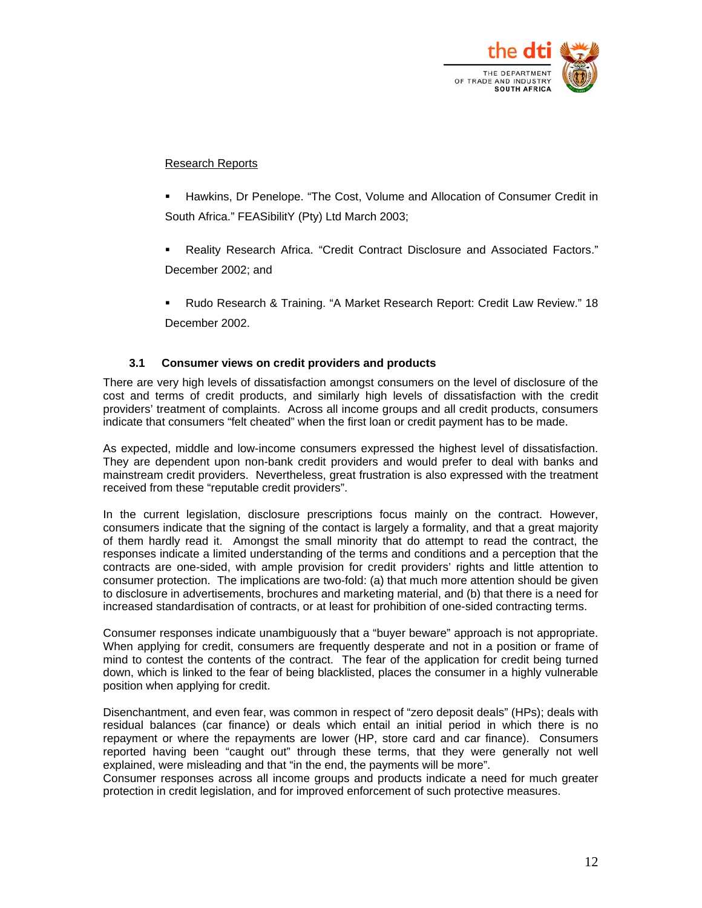Research Reports

- Hawkins, Dr Penelope. "The Cost, Volume and Allocation of Consumer Credit in South Africa." FEASibilitY (Pty) Ltd March 2003;
- Reality Research Africa. "Credit Contract Disclosure and Associated Factors." December 2002; and
- Rudo Research & Training. "A Market Research Report: Credit Law Review." 18 December 2002.

### 3.1 Consumer views on credit providers and products

There are very high levels of dissatisfaction amongst consumers on the level of disclosure of the cost and terms of credit products, and similarly high levels of dissatisfaction with the credit providers' treatment of complaints. Across all income groups and all credit products, consumers indicate that consumers "felt cheated" when the first loan or credit payment has to be made.

As expected, middle and low-income consumers expressed the highest level of dissatisfaction. They are dependent upon non-bank credit providers and would prefer to deal with banks and mainstream credit providers. Nevertheless, great frustration is also expressed with the treatment received from these "reputable credit providers".

In the current legislation, disclosure prescriptions focus mainly on the contract. However, consumers indicate that the signing of the contact is largely a formality, and that a great majority of them hardly read it. Amongst the small minority that do attempt to read the contract, the responses indicate a limited understanding of the terms and conditions and a perception that the contracts are one-sided, with ample provision for credit providers' rights and little attention to consumer protection. The implications are two-fold: (a) that much more attention should be given to disclosure in advertisements, brochures and marketing material, and (b) that there is a need for increased standardisation of contracts, or at least for prohibition of one-sided contracting terms.

Consumer responses indicate unambiguously that a "buyer beware" approach is not appropriate. When applying for credit, consumers are frequently desperate and not in a position or frame of mind to contest the contents of the contract. The fear of the application for credit being turned down, which is linked to the fear of being blacklisted, places the consumer in a highly vulnerable position when applying for credit.

Disenchantment, and even fear, was common in respect of "zero deposit deals" (HPs); deals with residual balances (car finance) or deals which entail an initial period in which there is no repayment or where the repayments are lower (HP, store card and car finance). Consumers reported having been "caught out" through these terms, that they were generally not well explained, were misleading and that "in the end, the payments will be more".

Consumer responses across all income groups and products indicate a need for much greater protection in credit legislation, and for improved enforcement of such protective measures.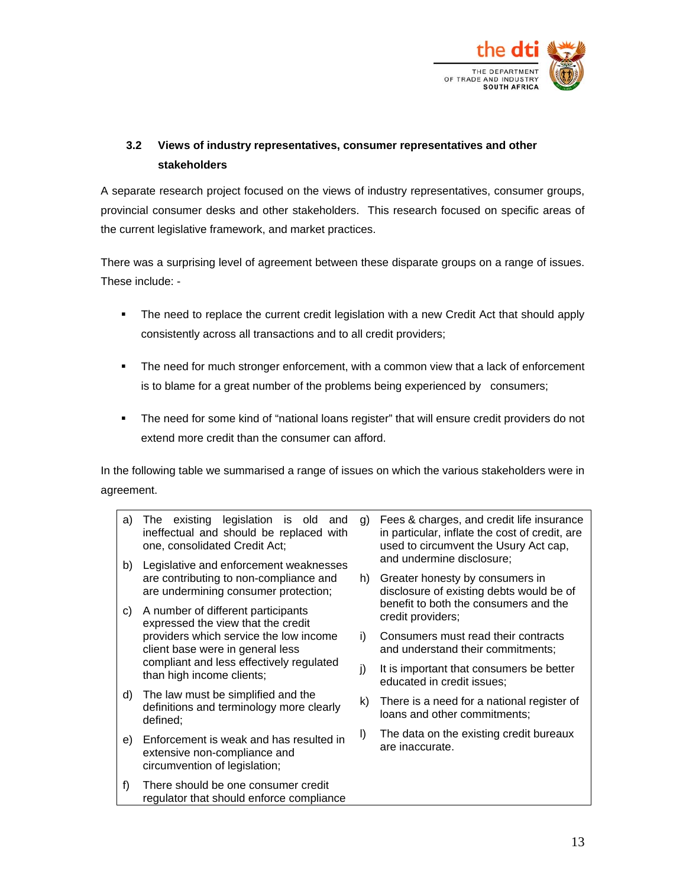### 3.2 Views of industry representatives, consumer representatives and other stakeholders

A separate research project focused on the views of industry representatives, consumer groups, provincial consumer desks and other stakeholders. This research focused on specific areas of the current legislative framework, and market practices.

There was a surprising level of agreement between these disparate groups on a range of issues. These include: -

- The need to replace the current credit legislation with a new Credit Act that should apply consistently across all transactions and to all credit providers;
- The need for much stronger enforcement, with a common view that a lack of enforcement is to blame for a great number of the problems being experienced by consumers;
- The need for some kind of "national loans register" that will ensure credit providers do not extend more credit than the consumer can afford.

In the following table we summarised a range of issues on which the various stakeholders were in agreement.

a) The existing legislation is old and ineffectual and should be replaced with one, consolidated Credit Act;

b) Legislative and enforcement weaknesses are contributing to non-compliance and are undermining consumer protection;

c) A number of different participants expressed the view that the credit providers which service the low income client base were in general less compliant and less effectively regulated than high income clients;

d) The law must be simplified and the definitions and terminology more clearly defined;

e) Enforcement is weak and has resulted in extensive non-compliance and circumvention of legislation;

f) There should be one consumer credit regulator that should enforce compliance

g) Fees & charges, and credit life insurance in particular, inflate the cost of credit, are used to circumvent the Usury Act cap, and undermine disclosure;

h) Greater honesty by consumers in disclosure of existing debts would be of benefit to both the consumers and the credit providers;

i) Consumers must read their contracts and understand their commitments;

j) It is important that consumers be better educated in credit issues;

k) There is a need for a national register of loans and other commitments;

l) The data on the existing credit bureaux are inaccurate.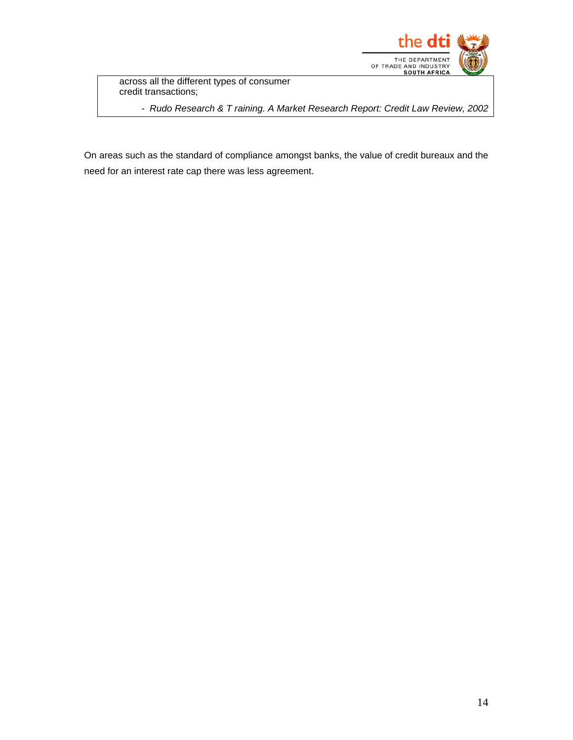across all the different types of consumer credit transactions;

- *Rudo Research & T raining. A Market Research Report: Credit Law Review, 2002*

On areas such as the standard of compliance amongst banks, the value of credit bureaux and the need for an interest rate cap there was less agreement.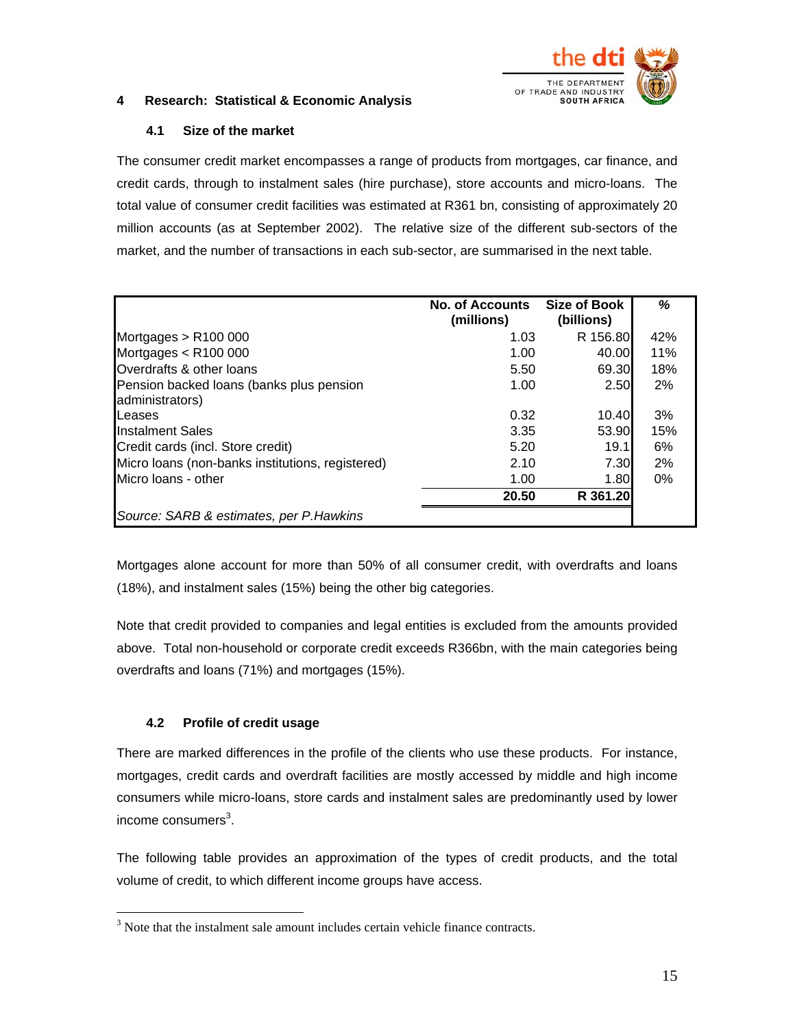## 4 Research: Statistical & Economic Analysis

### 4.1 Size of the market

The consumer credit market encompasses a range of products from mortgages, car finance, and credit cards, through to instalment sales (hire purchase), store accounts and micro-loans. The total value of consumer credit facilities was estimated at R361 bn, consisting of approximately 20 million accounts (as at September 2002). The relative size of the different sub-sectors of the market, and the number of transactions in each sub-sector, are summarised in the next table.

| | No. of Accounts (millions) | Size of Book (billions) | % |
|---|---|---|---|
| Mortgages > R100 000 | 1.03 | R 156.80 | 42% |
| Mortgages < R100 000 | 1.00 | 40.00 | 11% |
| Overdrafts & other loans | 5.50 | 69.30 | 18% |
| Pension backed loans (banks plus pension administrators) | 1.00 | 2.50 | 2% |
| Leases | 0.32 | 10.40 | 3% |
| Instalment Sales | 3.35 | 53.90 | 15% |
| Credit cards (incl. Store credit) | 5.20 | 19.1 | 6% |
| Micro loans (non-banks institutions, registered) | 2.10 | 7.30 | 2% |
| Micro loans - other | 1.00 | 1.80 | 0% |
| | **20.50** | **R 361.20** | |
| *Source: SARB & estimates, per P.Hawkins* | | | |

Mortgages alone account for more than 50% of all consumer credit, with overdrafts and loans (18%), and instalment sales (15%) being the other big categories.

Note that credit provided to companies and legal entities is excluded from the amounts provided above. Total non-household or corporate credit exceeds R366bn, with the main categories being overdrafts and loans (71%) and mortgages (15%).

### 4.2 Profile of credit usage

There are marked differences in the profile of the clients who use these products. For instance, mortgages, credit cards and overdraft facilities are mostly accessed by middle and high income consumers while micro-loans, store cards and instalment sales are predominantly used by lower income consumers[3].

The following table provides an approximation of the types of credit products, and the total volume of credit, to which different income groups have access.

[3] Note that the instalment sale amount includes certain vehicle finance contracts.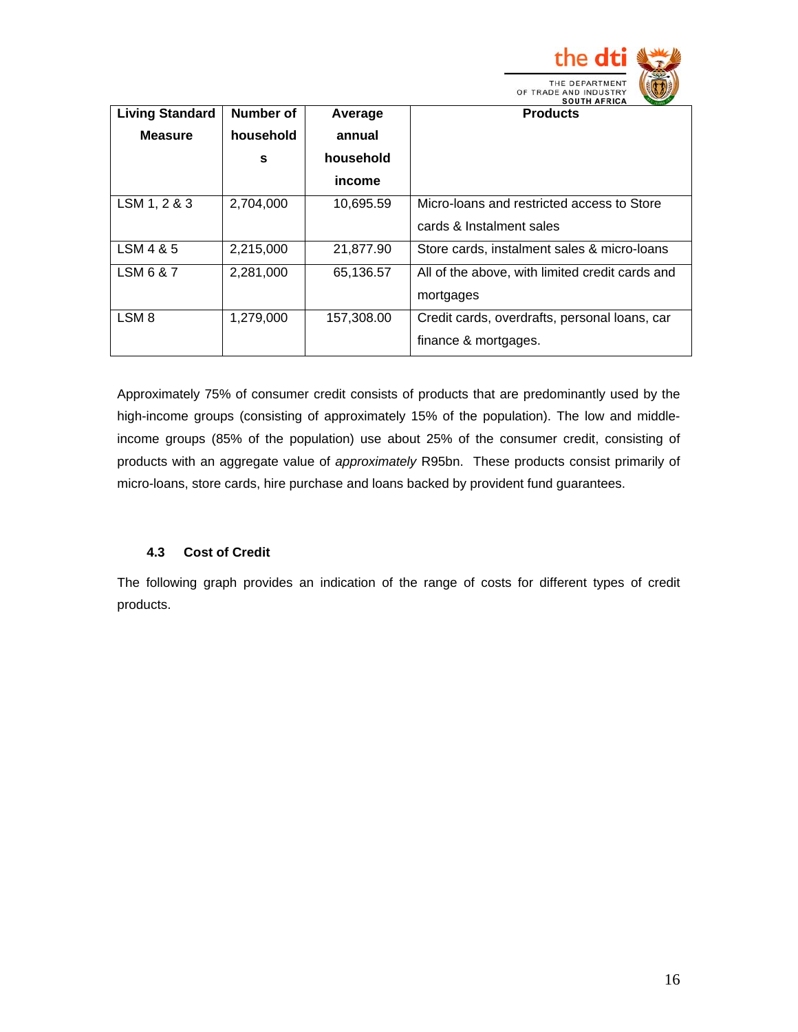| Living Standard Measure | Number of households | Average annual household income | Products |
|---|---|---|---|
| LSM 1, 2 & 3 | 2,704,000 | 10,695.59 | Micro-loans and restricted access to Store cards & Instalment sales |
| LSM 4 & 5 | 2,215,000 | 21,877.90 | Store cards, instalment sales & micro-loans |
| LSM 6 & 7 | 2,281,000 | 65,136.57 | All of the above, with limited credit cards and mortgages |
| LSM 8 | 1,279,000 | 157,308.00 | Credit cards, overdrafts, personal loans, car finance & mortgages. |

Approximately 75% of consumer credit consists of products that are predominantly used by the high-income groups (consisting of approximately 15% of the population). The low and middle-income groups (85% of the population) use about 25% of the consumer credit, consisting of products with an aggregate value of *approximately* R95bn. These products consist primarily of micro-loans, store cards, hire purchase and loans backed by provident fund guarantees.

### 4.3 Cost of Credit

The following graph provides an indication of the range of costs for different types of credit products.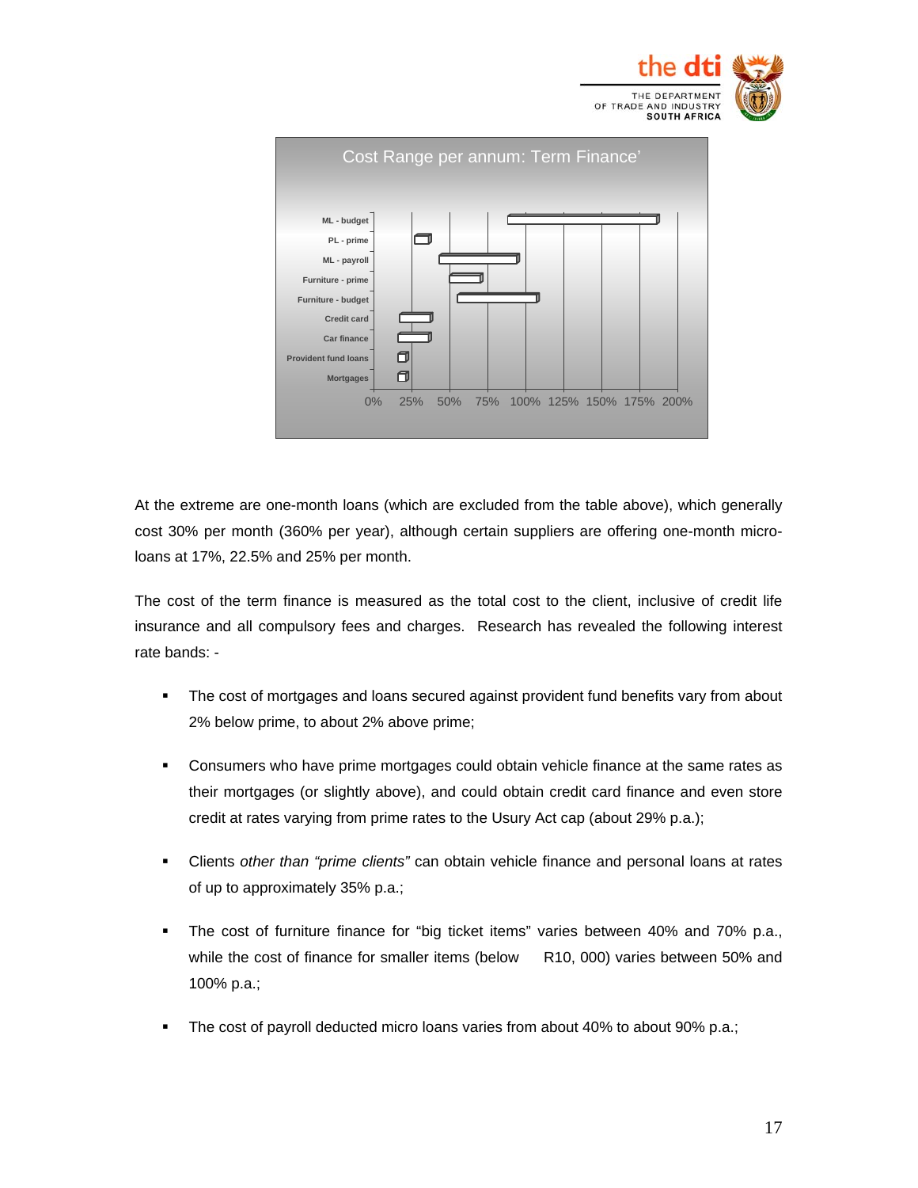Cost Range per annum: Term Finance'

At the extreme are one-month loans (which are excluded from the table above), which generally cost 30% per month (360% per year), although certain suppliers are offering one-month micro-loans at 17%, 22.5% and 25% per month.

The cost of the term finance is measured as the total cost to the client, inclusive of credit life insurance and all compulsory fees and charges. Research has revealed the following interest rate bands: -

- The cost of mortgages and loans secured against provident fund benefits vary from about 2% below prime, to about 2% above prime;
- Consumers who have prime mortgages could obtain vehicle finance at the same rates as their mortgages (or slightly above), and could obtain credit card finance and even store credit at rates varying from prime rates to the Usury Act cap (about 29% p.a.);
- Clients *other than "prime clients"* can obtain vehicle finance and personal loans at rates of up to approximately 35% p.a.;
- The cost of furniture finance for "big ticket items" varies between 40% and 70% p.a., while the cost of finance for smaller items (below R10, 000) varies between 50% and 100% p.a.;
- The cost of payroll deducted micro loans varies from about 40% to about 90% p.a.;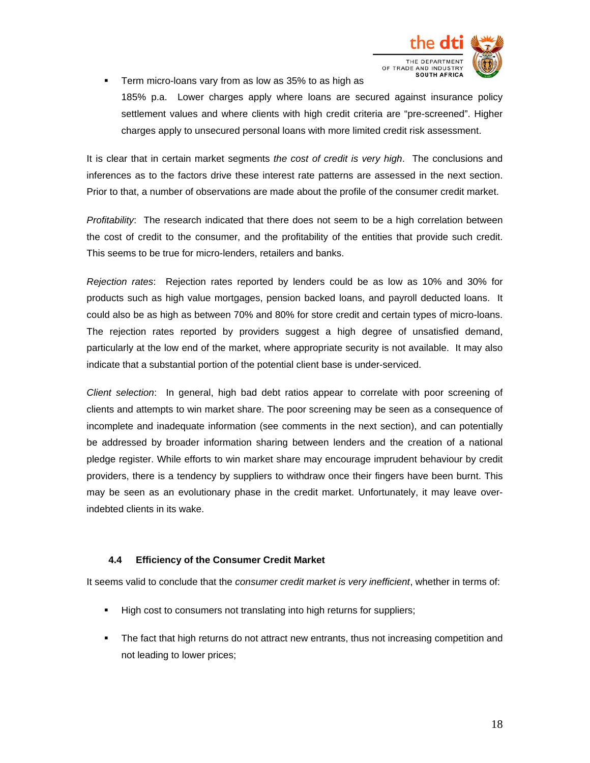- Term micro-loans vary from as low as 35% to as high as 185% p.a. Lower charges apply where loans are secured against insurance policy settlement values and where clients with high credit criteria are "pre-screened". Higher charges apply to unsecured personal loans with more limited credit risk assessment.

It is clear that in certain market segments *the cost of credit is very high*. The conclusions and inferences as to the factors drive these interest rate patterns are assessed in the next section. Prior to that, a number of observations are made about the profile of the consumer credit market.

*Profitability*: The research indicated that there does not seem to be a high correlation between the cost of credit to the consumer, and the profitability of the entities that provide such credit. This seems to be true for micro-lenders, retailers and banks.

*Rejection rates*: Rejection rates reported by lenders could be as low as 10% and 30% for products such as high value mortgages, pension backed loans, and payroll deducted loans. It could also be as high as between 70% and 80% for store credit and certain types of micro-loans. The rejection rates reported by providers suggest a high degree of unsatisfied demand, particularly at the low end of the market, where appropriate security is not available. It may also indicate that a substantial portion of the potential client base is under-serviced.

*Client selection*: In general, high bad debt ratios appear to correlate with poor screening of clients and attempts to win market share. The poor screening may be seen as a consequence of incomplete and inadequate information (see comments in the next section), and can potentially be addressed by broader information sharing between lenders and the creation of a national pledge register. While efforts to win market share may encourage imprudent behaviour by credit providers, there is a tendency by suppliers to withdraw once their fingers have been burnt. This may be seen as an evolutionary phase in the credit market. Unfortunately, it may leave over-indebted clients in its wake.

### 4.4 Efficiency of the Consumer Credit Market

It seems valid to conclude that the *consumer credit market is very inefficient*, whether in terms of:

- High cost to consumers not translating into high returns for suppliers;
- The fact that high returns do not attract new entrants, thus not increasing competition and not leading to lower prices;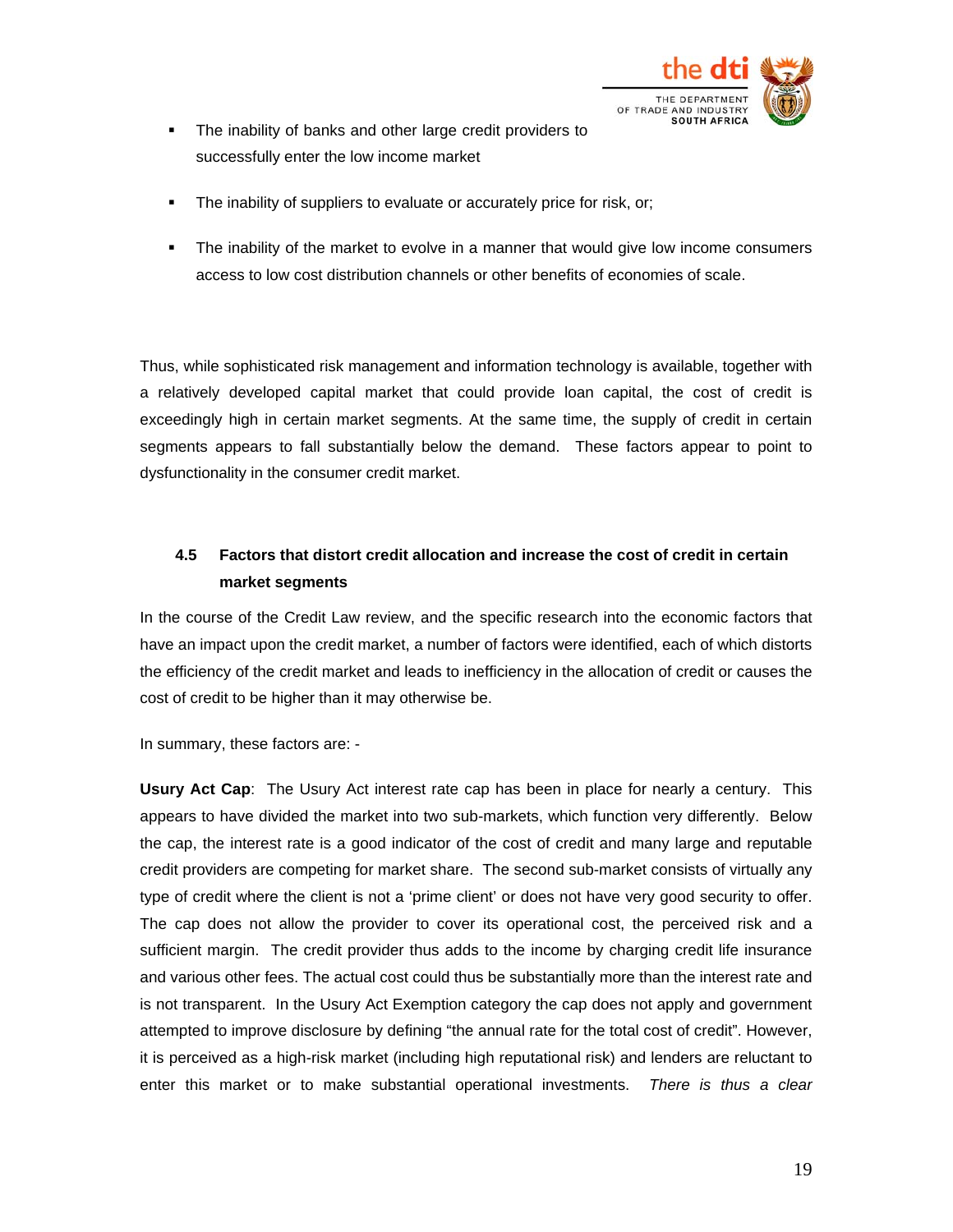- The inability of banks and other large credit providers to successfully enter the low income market
- The inability of suppliers to evaluate or accurately price for risk, or;
- The inability of the market to evolve in a manner that would give low income consumers access to low cost distribution channels or other benefits of economies of scale.

Thus, while sophisticated risk management and information technology is available, together with a relatively developed capital market that could provide loan capital, the cost of credit is exceedingly high in certain market segments. At the same time, the supply of credit in certain segments appears to fall substantially below the demand. These factors appear to point to dysfunctionality in the consumer credit market.

### 4.5 Factors that distort credit allocation and increase the cost of credit in certain market segments

In the course of the Credit Law review, and the specific research into the economic factors that have an impact upon the credit market, a number of factors were identified, each of which distorts the efficiency of the credit market and leads to inefficiency in the allocation of credit or causes the cost of credit to be higher than it may otherwise be.

In summary, these factors are: -

**Usury Act Cap**: The Usury Act interest rate cap has been in place for nearly a century. This appears to have divided the market into two sub-markets, which function very differently. Below the cap, the interest rate is a good indicator of the cost of credit and many large and reputable credit providers are competing for market share. The second sub-market consists of virtually any type of credit where the client is not a 'prime client' or does not have very good security to offer. The cap does not allow the provider to cover its operational cost, the perceived risk and a sufficient margin. The credit provider thus adds to the income by charging credit life insurance and various other fees. The actual cost could thus be substantially more than the interest rate and is not transparent. In the Usury Act Exemption category the cap does not apply and government attempted to improve disclosure by defining "the annual rate for the total cost of credit". However, it is perceived as a high-risk market (including high reputational risk) and lenders are reluctant to enter this market or to make substantial operational investments. *There is thus a clear*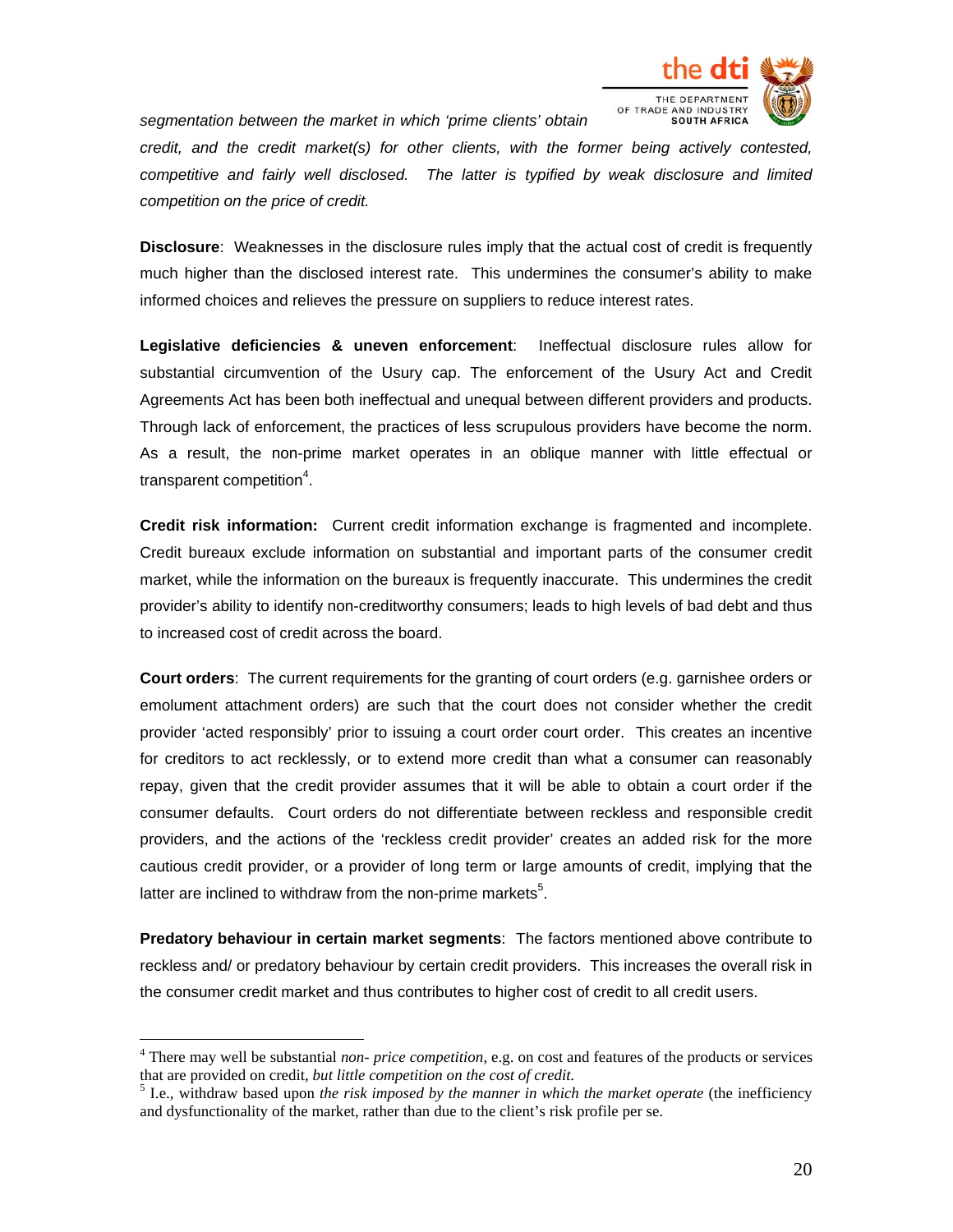*segmentation between the market in which 'prime clients' obtain credit, and the credit market(s) for other clients, with the former being actively contested, competitive and fairly well disclosed. The latter is typified by weak disclosure and limited competition on the price of credit.*

**Disclosure**: Weaknesses in the disclosure rules imply that the actual cost of credit is frequently much higher than the disclosed interest rate. This undermines the consumer's ability to make informed choices and relieves the pressure on suppliers to reduce interest rates.

**Legislative deficiencies & uneven enforcement**: Ineffectual disclosure rules allow for substantial circumvention of the Usury cap. The enforcement of the Usury Act and Credit Agreements Act has been both ineffectual and unequal between different providers and products. Through lack of enforcement, the practices of less scrupulous providers have become the norm. As a result, the non-prime market operates in an oblique manner with little effectual or transparent competition[4].

**Credit risk information:** Current credit information exchange is fragmented and incomplete. Credit bureaux exclude information on substantial and important parts of the consumer credit market, while the information on the bureaux is frequently inaccurate. This undermines the credit provider's ability to identify non-creditworthy consumers; leads to high levels of bad debt and thus to increased cost of credit across the board.

**Court orders**: The current requirements for the granting of court orders (e.g. garnishee orders or emolument attachment orders) are such that the court does not consider whether the credit provider 'acted responsibly' prior to issuing a court order court order. This creates an incentive for creditors to act recklessly, or to extend more credit than what a consumer can reasonably repay, given that the credit provider assumes that it will be able to obtain a court order if the consumer defaults. Court orders do not differentiate between reckless and responsible credit providers, and the actions of the 'reckless credit provider' creates an added risk for the more cautious credit provider, or a provider of long term or large amounts of credit, implying that the latter are inclined to withdraw from the non-prime markets[5].

**Predatory behaviour in certain market segments**: The factors mentioned above contribute to reckless and/ or predatory behaviour by certain credit providers. This increases the overall risk in the consumer credit market and thus contributes to higher cost of credit to all credit users.

---

[4] There may well be substantial *non- price competition*, e.g. on cost and features of the products or services that are provided on credit, *but little competition on the cost of credit*.

[5] I.e., withdraw based upon *the risk imposed by the manner in which the market operate* (the inefficiency and dysfunctionality of the market, rather than due to the client's risk profile per se.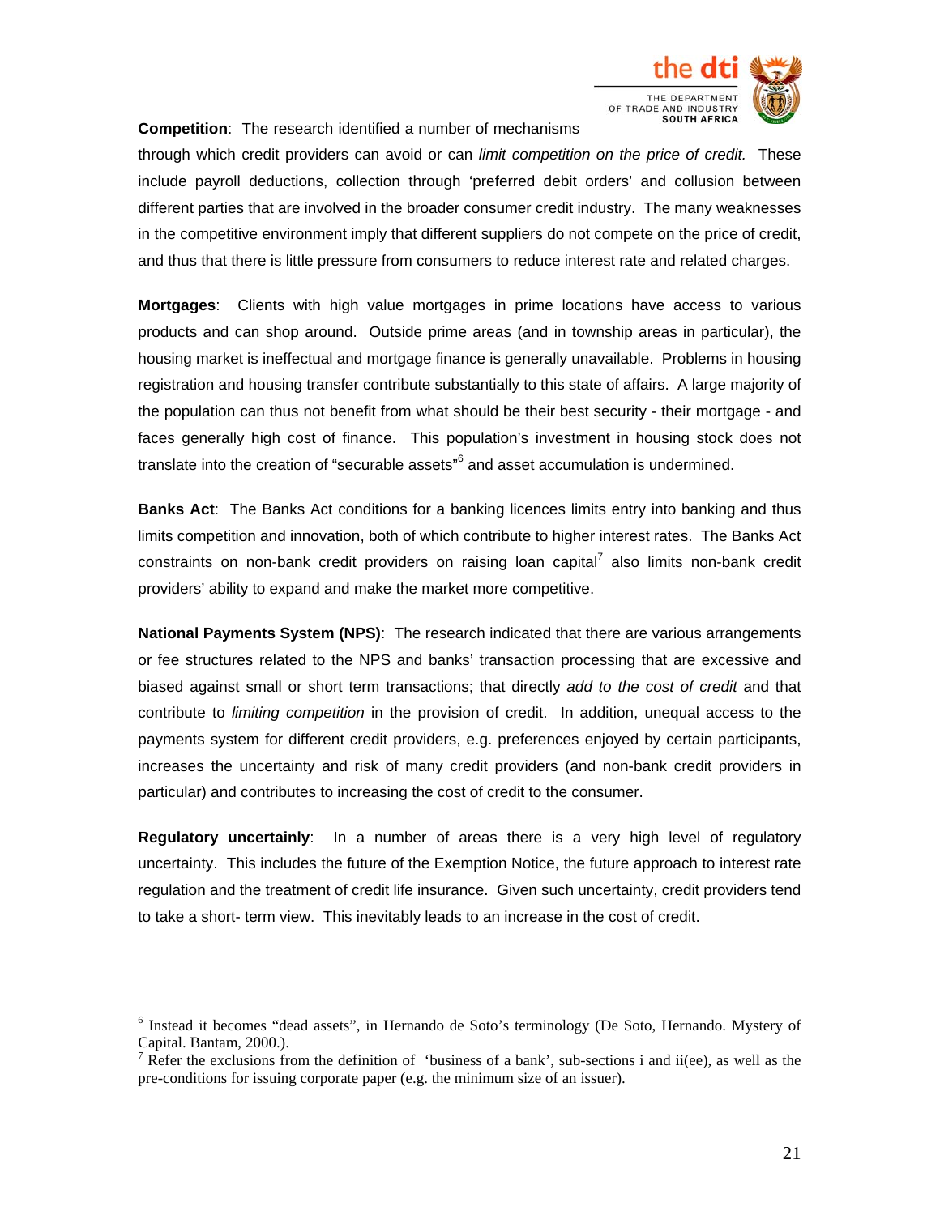**Competition**: The research identified a number of mechanisms through which credit providers can avoid or can *limit competition on the price of credit.* These include payroll deductions, collection through 'preferred debit orders' and collusion between different parties that are involved in the broader consumer credit industry. The many weaknesses in the competitive environment imply that different suppliers do not compete on the price of credit, and thus that there is little pressure from consumers to reduce interest rate and related charges.

**Mortgages**: Clients with high value mortgages in prime locations have access to various products and can shop around. Outside prime areas (and in township areas in particular), the housing market is ineffectual and mortgage finance is generally unavailable. Problems in housing registration and housing transfer contribute substantially to this state of affairs. A large majority of the population can thus not benefit from what should be their best security - their mortgage - and faces generally high cost of finance. This population's investment in housing stock does not translate into the creation of "securable assets"[6] and asset accumulation is undermined.

**Banks Act**: The Banks Act conditions for a banking licences limits entry into banking and thus limits competition and innovation, both of which contribute to higher interest rates. The Banks Act constraints on non-bank credit providers on raising loan capital[7] also limits non-bank credit providers' ability to expand and make the market more competitive.

**National Payments System (NPS)**: The research indicated that there are various arrangements or fee structures related to the NPS and banks' transaction processing that are excessive and biased against small or short term transactions; that directly *add to the cost of credit* and that contribute to *limiting competition* in the provision of credit. In addition, unequal access to the payments system for different credit providers, e.g. preferences enjoyed by certain participants, increases the uncertainty and risk of many credit providers (and non-bank credit providers in particular) and contributes to increasing the cost of credit to the consumer.

**Regulatory uncertainly**: In a number of areas there is a very high level of regulatory uncertainty. This includes the future of the Exemption Notice, the future approach to interest rate regulation and the treatment of credit life insurance. Given such uncertainty, credit providers tend to take a short- term view. This inevitably leads to an increase in the cost of credit.

---

[6] Instead it becomes "dead assets", in Hernando de Soto's terminology (De Soto, Hernando. Mystery of Capital. Bantam, 2000.).

[7] Refer the exclusions from the definition of 'business of a bank', sub-sections i and ii(ee), as well as the pre-conditions for issuing corporate paper (e.g. the minimum size of an issuer).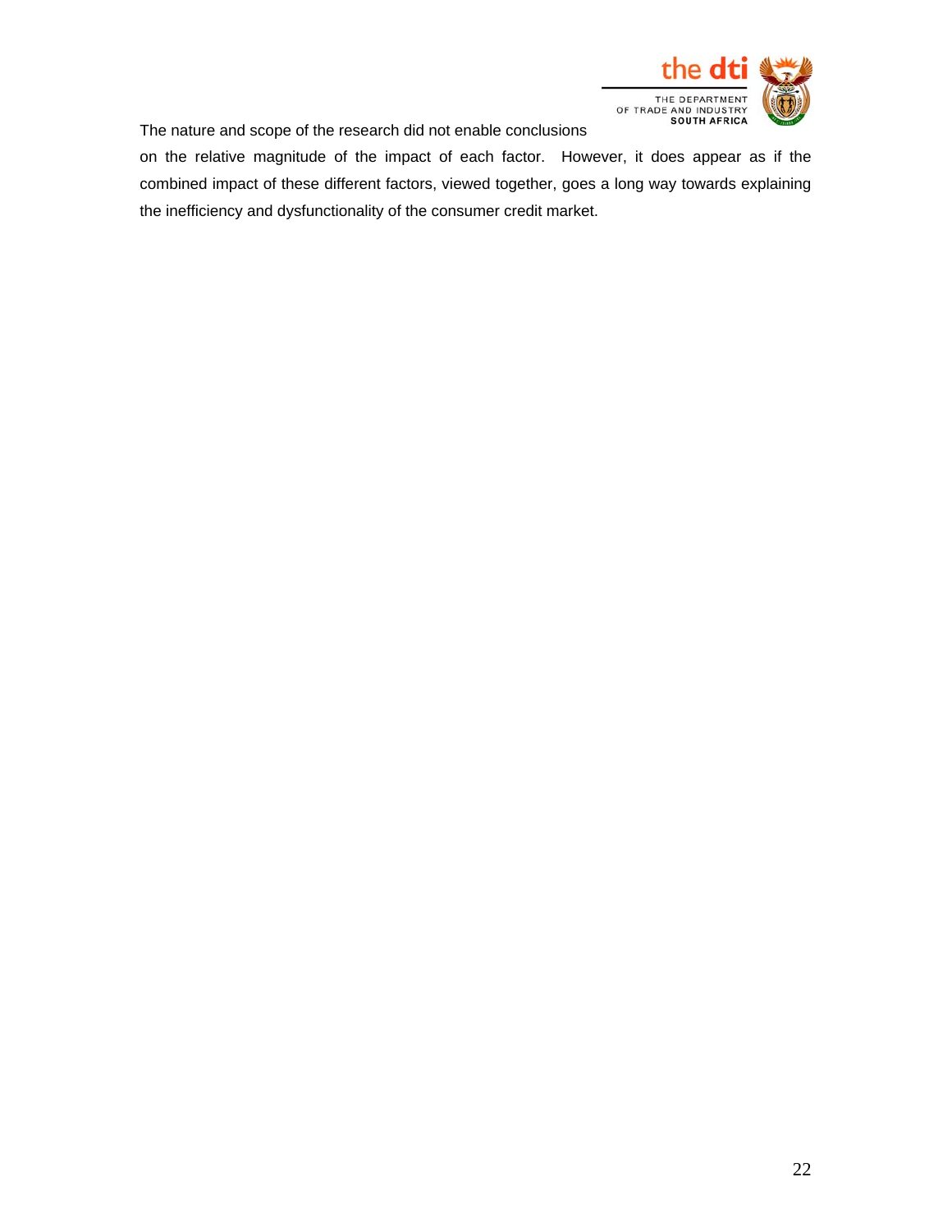The nature and scope of the research did not enable conclusions on the relative magnitude of the impact of each factor. However, it does appear as if the combined impact of these different factors, viewed together, goes a long way towards explaining the inefficiency and dysfunctionality of the consumer credit market.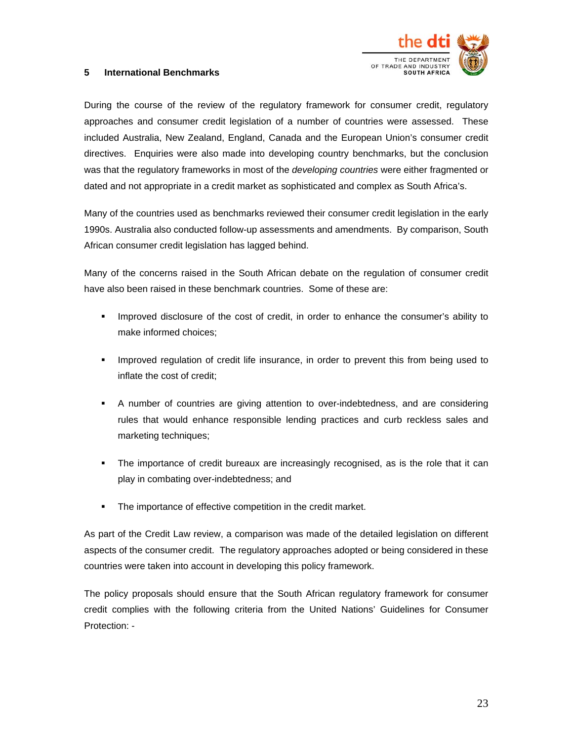## 5 International Benchmarks

During the course of the review of the regulatory framework for consumer credit, regulatory approaches and consumer credit legislation of a number of countries were assessed. These included Australia, New Zealand, England, Canada and the European Union's consumer credit directives. Enquiries were also made into developing country benchmarks, but the conclusion was that the regulatory frameworks in most of the *developing countries* were either fragmented or dated and not appropriate in a credit market as sophisticated and complex as South Africa's.

Many of the countries used as benchmarks reviewed their consumer credit legislation in the early 1990s. Australia also conducted follow-up assessments and amendments. By comparison, South African consumer credit legislation has lagged behind.

Many of the concerns raised in the South African debate on the regulation of consumer credit have also been raised in these benchmark countries. Some of these are:

- Improved disclosure of the cost of credit, in order to enhance the consumer's ability to make informed choices;
- Improved regulation of credit life insurance, in order to prevent this from being used to inflate the cost of credit;
- A number of countries are giving attention to over-indebtedness, and are considering rules that would enhance responsible lending practices and curb reckless sales and marketing techniques;
- The importance of credit bureaux are increasingly recognised, as is the role that it can play in combating over-indebtedness; and
- The importance of effective competition in the credit market.

As part of the Credit Law review, a comparison was made of the detailed legislation on different aspects of the consumer credit. The regulatory approaches adopted or being considered in these countries were taken into account in developing this policy framework.

The policy proposals should ensure that the South African regulatory framework for consumer credit complies with the following criteria from the United Nations' Guidelines for Consumer Protection: -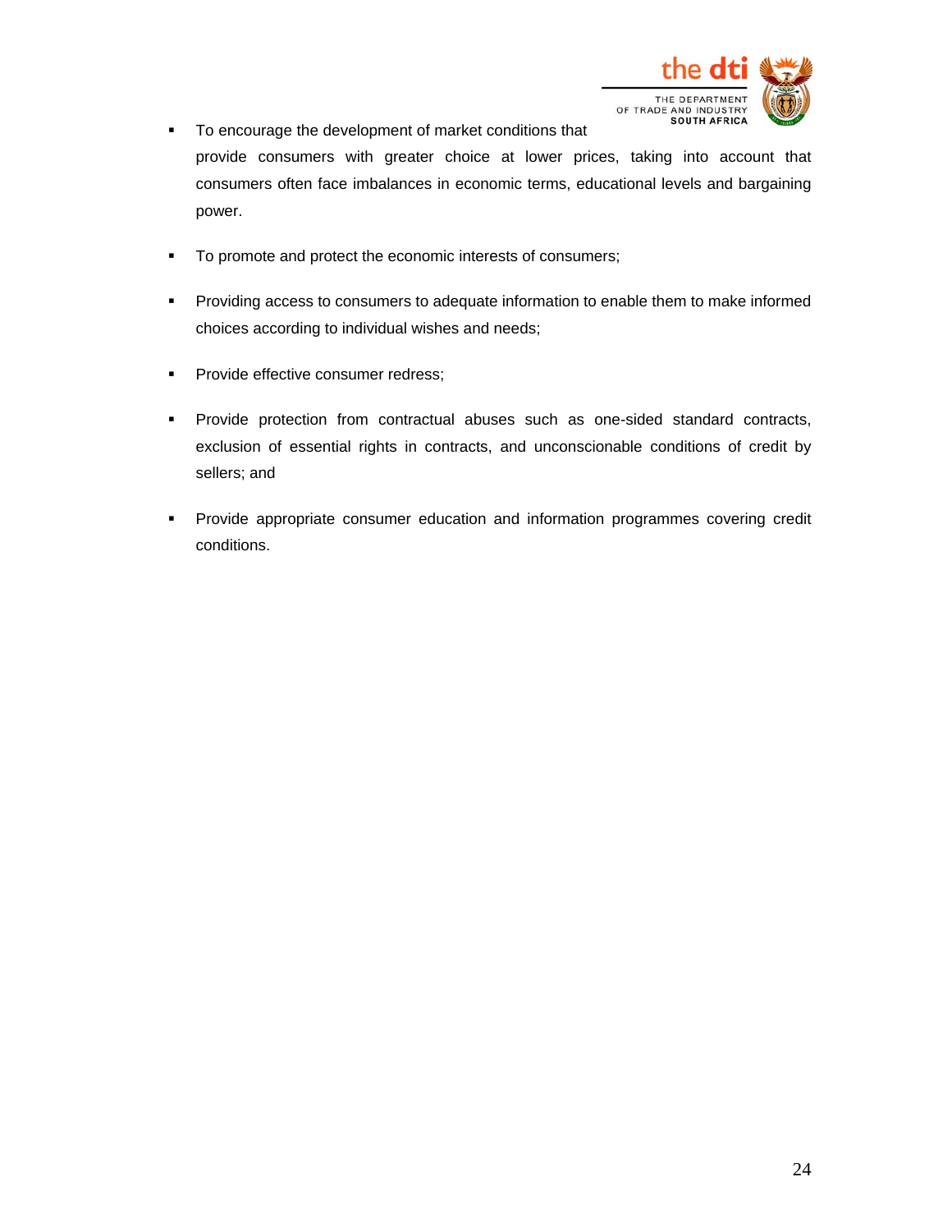- To encourage the development of market conditions that provide consumers with greater choice at lower prices, taking into account that consumers often face imbalances in economic terms, educational levels and bargaining power.

- To promote and protect the economic interests of consumers;

- Providing access to consumers to adequate information to enable them to make informed choices according to individual wishes and needs;

- Provide effective consumer redress;

- Provide protection from contractual abuses such as one-sided standard contracts, exclusion of essential rights in contracts, and unconscionable conditions of credit by sellers; and

- Provide appropriate consumer education and information programmes covering credit conditions.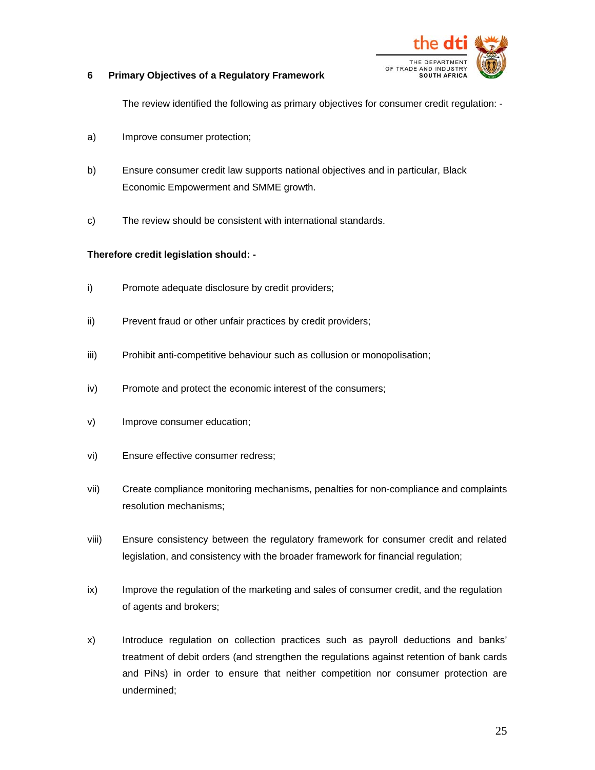## 6 Primary Objectives of a Regulatory Framework

The review identified the following as primary objectives for consumer credit regulation: -

a) Improve consumer protection;

b) Ensure consumer credit law supports national objectives and in particular, Black Economic Empowerment and SMME growth.

c) The review should be consistent with international standards.

**Therefore credit legislation should: -**

i) Promote adequate disclosure by credit providers;

ii) Prevent fraud or other unfair practices by credit providers;

iii) Prohibit anti-competitive behaviour such as collusion or monopolisation;

iv) Promote and protect the economic interest of the consumers;

v) Improve consumer education;

vi) Ensure effective consumer redress;

vii) Create compliance monitoring mechanisms, penalties for non-compliance and complaints resolution mechanisms;

viii) Ensure consistency between the regulatory framework for consumer credit and related legislation, and consistency with the broader framework for financial regulation;

ix) Improve the regulation of the marketing and sales of consumer credit, and the regulation of agents and brokers;

x) Introduce regulation on collection practices such as payroll deductions and banks' treatment of debit orders (and strengthen the regulations against retention of bank cards and PiNs) in order to ensure that neither competition nor consumer protection are undermined;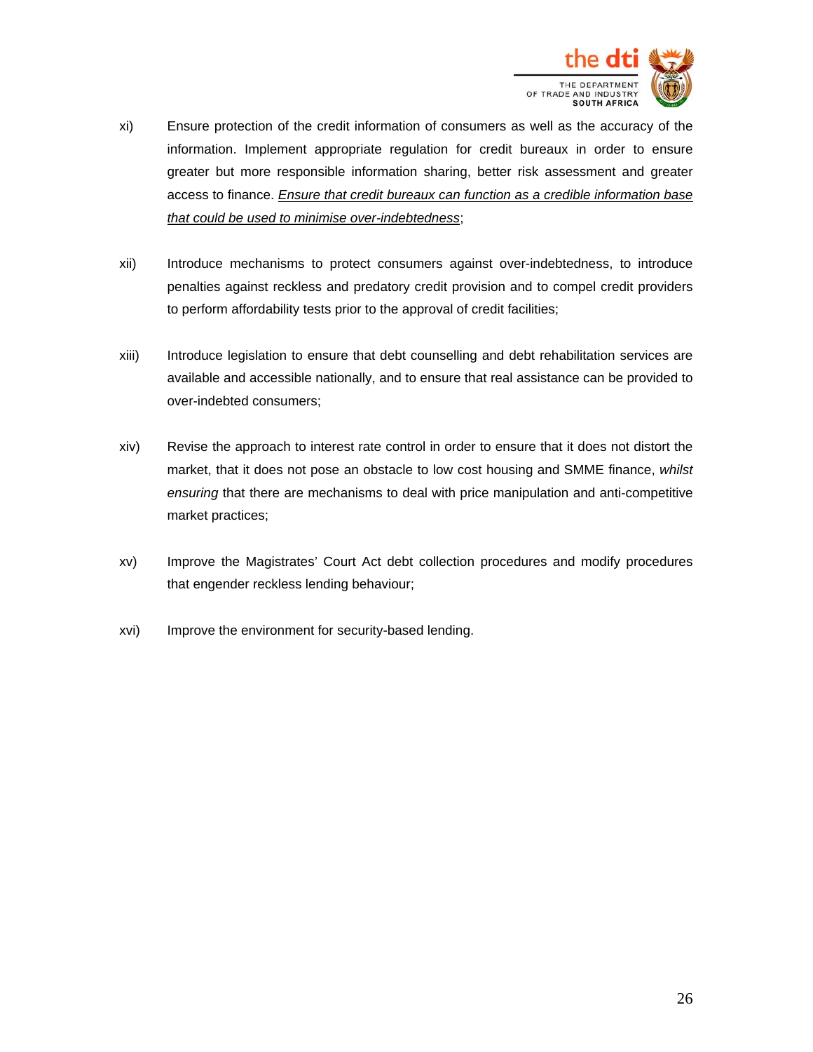xi) Ensure protection of the credit information of consumers as well as the accuracy of the information. Implement appropriate regulation for credit bureaux in order to ensure greater but more responsible information sharing, better risk assessment and greater access to finance. *Ensure that credit bureaux can function as a credible information base that could be used to minimise over-indebtedness*;

xii) Introduce mechanisms to protect consumers against over-indebtedness, to introduce penalties against reckless and predatory credit provision and to compel credit providers to perform affordability tests prior to the approval of credit facilities;

xiii) Introduce legislation to ensure that debt counselling and debt rehabilitation services are available and accessible nationally, and to ensure that real assistance can be provided to over-indebted consumers;

xiv) Revise the approach to interest rate control in order to ensure that it does not distort the market, that it does not pose an obstacle to low cost housing and SMME finance, *whilst ensuring* that there are mechanisms to deal with price manipulation and anti-competitive market practices;

xv) Improve the Magistrates' Court Act debt collection procedures and modify procedures that engender reckless lending behaviour;

xvi) Improve the environment for security-based lending.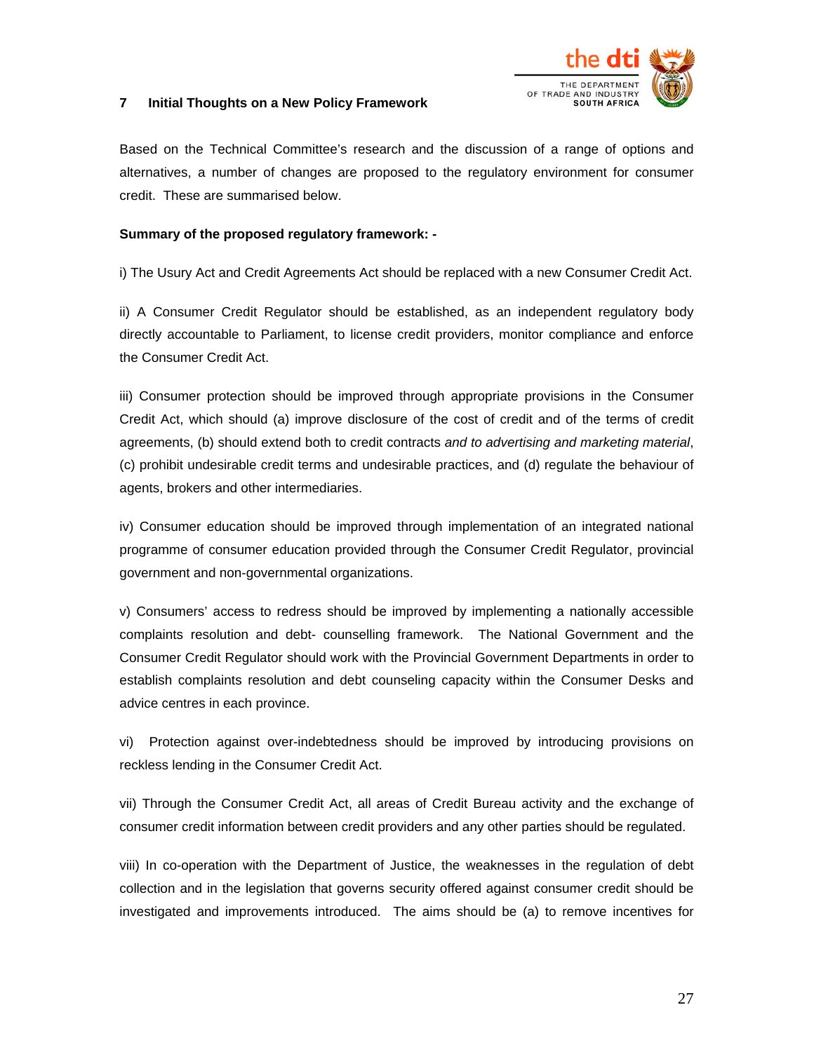## 7 Initial Thoughts on a New Policy Framework

Based on the Technical Committee's research and the discussion of a range of options and alternatives, a number of changes are proposed to the regulatory environment for consumer credit. These are summarised below.

**Summary of the proposed regulatory framework: -**

i) The Usury Act and Credit Agreements Act should be replaced with a new Consumer Credit Act.

ii) A Consumer Credit Regulator should be established, as an independent regulatory body directly accountable to Parliament, to license credit providers, monitor compliance and enforce the Consumer Credit Act.

iii) Consumer protection should be improved through appropriate provisions in the Consumer Credit Act, which should (a) improve disclosure of the cost of credit and of the terms of credit agreements, (b) should extend both to credit contracts *and to advertising and marketing material*, (c) prohibit undesirable credit terms and undesirable practices, and (d) regulate the behaviour of agents, brokers and other intermediaries.

iv) Consumer education should be improved through implementation of an integrated national programme of consumer education provided through the Consumer Credit Regulator, provincial government and non-governmental organizations.

v) Consumers' access to redress should be improved by implementing a nationally accessible complaints resolution and debt- counselling framework. The National Government and the Consumer Credit Regulator should work with the Provincial Government Departments in order to establish complaints resolution and debt counseling capacity within the Consumer Desks and advice centres in each province.

vi) Protection against over-indebtedness should be improved by introducing provisions on reckless lending in the Consumer Credit Act.

vii) Through the Consumer Credit Act, all areas of Credit Bureau activity and the exchange of consumer credit information between credit providers and any other parties should be regulated.

viii) In co-operation with the Department of Justice, the weaknesses in the regulation of debt collection and in the legislation that governs security offered against consumer credit should be investigated and improvements introduced. The aims should be (a) to remove incentives for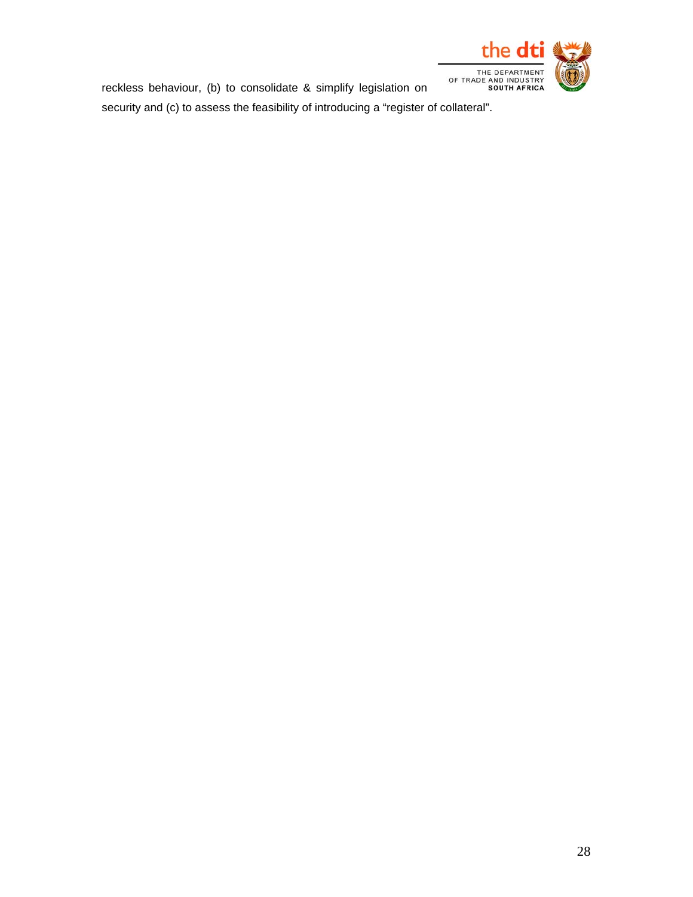reckless behaviour, (b) to consolidate & simplify legislation on security and (c) to assess the feasibility of introducing a "register of collateral".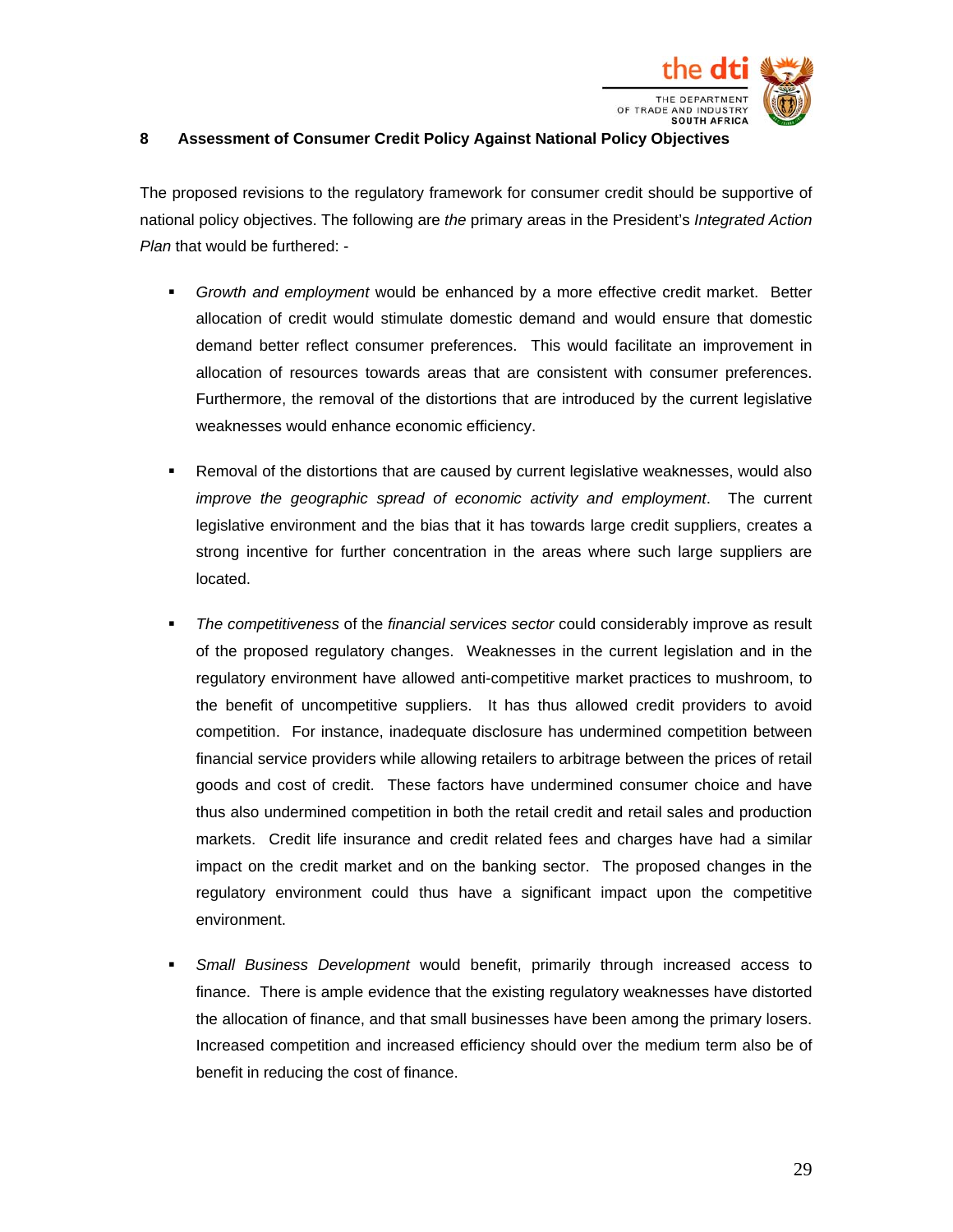## 8 Assessment of Consumer Credit Policy Against National Policy Objectives

The proposed revisions to the regulatory framework for consumer credit should be supportive of national policy objectives. The following are *the* primary areas in the President's *Integrated Action Plan* that would be furthered: -

- *Growth and employment* would be enhanced by a more effective credit market. Better allocation of credit would stimulate domestic demand and would ensure that domestic demand better reflect consumer preferences. This would facilitate an improvement in allocation of resources towards areas that are consistent with consumer preferences. Furthermore, the removal of the distortions that are introduced by the current legislative weaknesses would enhance economic efficiency.

- Removal of the distortions that are caused by current legislative weaknesses, would also *improve the geographic spread of economic activity and employment*. The current legislative environment and the bias that it has towards large credit suppliers, creates a strong incentive for further concentration in the areas where such large suppliers are located.

- *The competitiveness* of the *financial services sector* could considerably improve as result of the proposed regulatory changes. Weaknesses in the current legislation and in the regulatory environment have allowed anti-competitive market practices to mushroom, to the benefit of uncompetitive suppliers. It has thus allowed credit providers to avoid competition. For instance, inadequate disclosure has undermined competition between financial service providers while allowing retailers to arbitrage between the prices of retail goods and cost of credit. These factors have undermined consumer choice and have thus also undermined competition in both the retail credit and retail sales and production markets. Credit life insurance and credit related fees and charges have had a similar impact on the credit market and on the banking sector. The proposed changes in the regulatory environment could thus have a significant impact upon the competitive environment.

- *Small Business Development* would benefit, primarily through increased access to finance. There is ample evidence that the existing regulatory weaknesses have distorted the allocation of finance, and that small businesses have been among the primary losers. Increased competition and increased efficiency should over the medium term also be of benefit in reducing the cost of finance.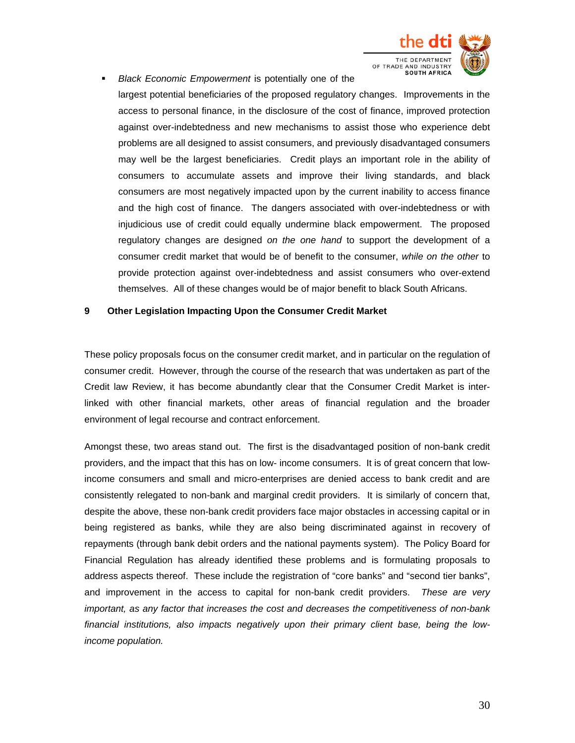- *Black Economic Empowerment* is potentially one of the largest potential beneficiaries of the proposed regulatory changes. Improvements in the access to personal finance, in the disclosure of the cost of finance, improved protection against over-indebtedness and new mechanisms to assist those who experience debt problems are all designed to assist consumers, and previously disadvantaged consumers may well be the largest beneficiaries. Credit plays an important role in the ability of consumers to accumulate assets and improve their living standards, and black consumers are most negatively impacted upon by the current inability to access finance and the high cost of finance. The dangers associated with over-indebtedness or with injudicious use of credit could equally undermine black empowerment. The proposed regulatory changes are designed *on the one hand* to support the development of a consumer credit market that would be of benefit to the consumer, *while on the other* to provide protection against over-indebtedness and assist consumers who over-extend themselves. All of these changes would be of major benefit to black South Africans.

## 9 Other Legislation Impacting Upon the Consumer Credit Market

These policy proposals focus on the consumer credit market, and in particular on the regulation of consumer credit. However, through the course of the research that was undertaken as part of the Credit law Review, it has become abundantly clear that the Consumer Credit Market is inter-linked with other financial markets, other areas of financial regulation and the broader environment of legal recourse and contract enforcement.

Amongst these, two areas stand out. The first is the disadvantaged position of non-bank credit providers, and the impact that this has on low- income consumers. It is of great concern that low-income consumers and small and micro-enterprises are denied access to bank credit and are consistently relegated to non-bank and marginal credit providers. It is similarly of concern that, despite the above, these non-bank credit providers face major obstacles in accessing capital or in being registered as banks, while they are also being discriminated against in recovery of repayments (through bank debit orders and the national payments system). The Policy Board for Financial Regulation has already identified these problems and is formulating proposals to address aspects thereof. These include the registration of "core banks" and "second tier banks", and improvement in the access to capital for non-bank credit providers. *These are very important, as any factor that increases the cost and decreases the competitiveness of non-bank financial institutions, also impacts negatively upon their primary client base, being the low-income population.*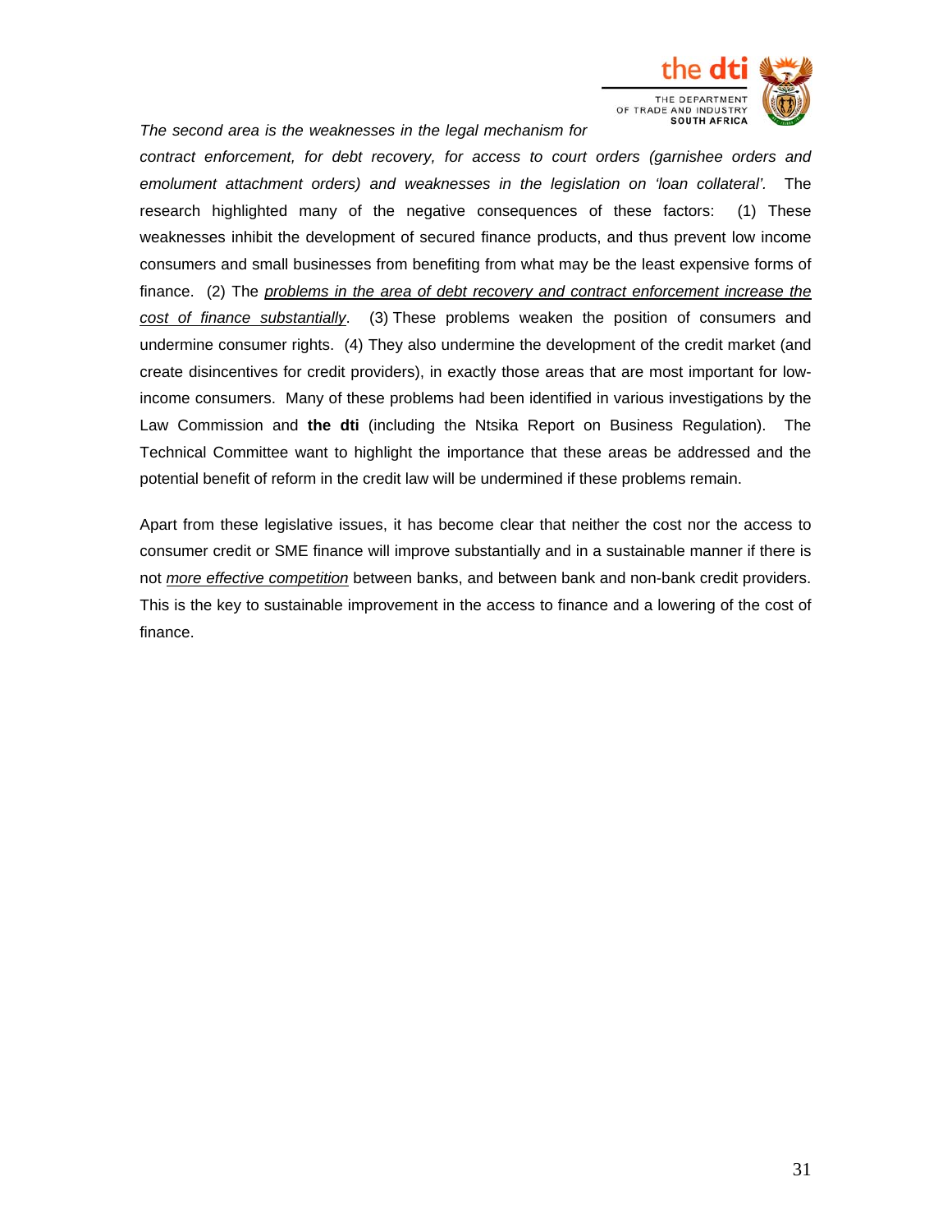*The second area is the weaknesses in the legal mechanism for contract enforcement, for debt recovery, for access to court orders (garnishee orders and emolument attachment orders) and weaknesses in the legislation on 'loan collateral'*. The research highlighted many of the negative consequences of these factors: (1) These weaknesses inhibit the development of secured finance products, and thus prevent low income consumers and small businesses from benefiting from what may be the least expensive forms of finance. (2) The *problems in the area of debt recovery and contract enforcement increase the cost of finance substantially*. (3) These problems weaken the position of consumers and undermine consumer rights. (4) They also undermine the development of the credit market (and create disincentives for credit providers), in exactly those areas that are most important for low-income consumers. Many of these problems had been identified in various investigations by the Law Commission and **the dti** (including the Ntsika Report on Business Regulation). The Technical Committee want to highlight the importance that these areas be addressed and the potential benefit of reform in the credit law will be undermined if these problems remain.

Apart from these legislative issues, it has become clear that neither the cost nor the access to consumer credit or SME finance will improve substantially and in a sustainable manner if there is not *more effective competition* between banks, and between bank and non-bank credit providers. This is the key to sustainable improvement in the access to finance and a lowering of the cost of finance.